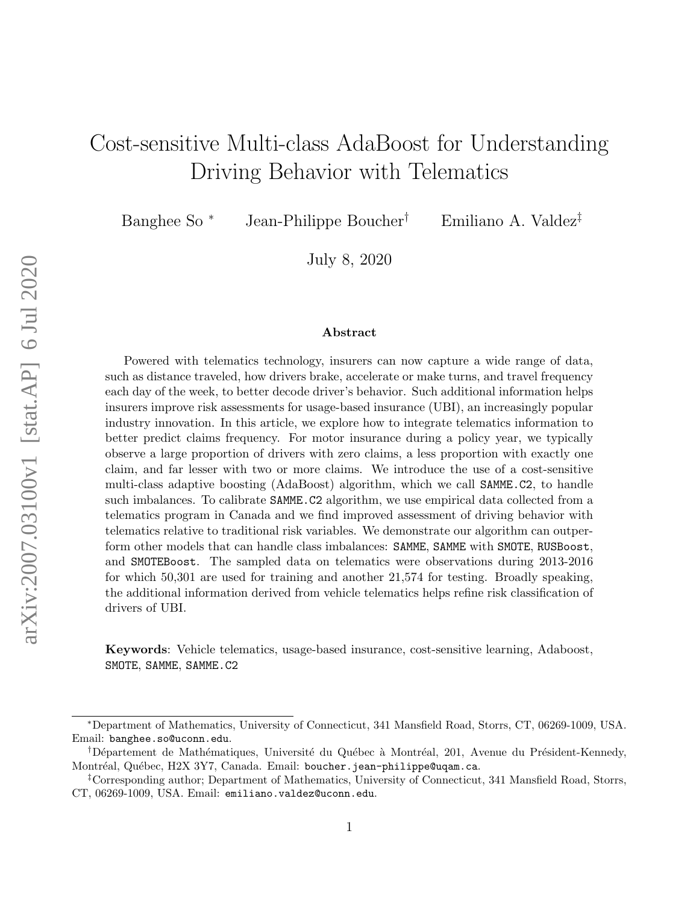# Cost-sensitive Multi-class AdaBoost for Understanding Driving Behavior with Telematics

Banghee So [*] Jean-Philippe Boucher [†] Emiliano A. Valdez [‡]

July 8, 2020

### Abstract

Powered with telematics technology, insurers can now capture a wide range of data, such as distance traveled, how drivers brake, accelerate or make turns, and travel frequency each day of the week, to better decode driver's behavior. Such additional information helps insurers improve risk assessments for usage-based insurance (UBI), an increasingly popular industry innovation. In this article, we explore how to integrate telematics information to better predict claims frequency. For motor insurance during a policy year, we typically observe a large proportion of drivers with zero claims, a less proportion with exactly one claim, and far lesser with two or more claims. We introduce the use of a cost-sensitive multi-class adaptive boosting (AdaBoost) algorithm, which we call SAMME.C2, to handle such imbalances. To calibrate SAMME.C2 algorithm, we use empirical data collected from a telematics program in Canada and we find improved assessment of driving behavior with telematics relative to traditional risk variables. We demonstrate our algorithm can outperform other models that can handle class imbalances: SAMME, SAMME with SMOTE, RUSBoost, and SMOTEBoost. The sampled data on telematics were observations during 2013-2016 for which 50,301 are used for training and another 21,574 for testing. Broadly speaking, the additional information derived from vehicle telematics helps refine risk classification of drivers of UBI.

**Keywords**: Vehicle telematics, usage-based insurance, cost-sensitive learning, Adaboost, SMOTE, SAMME, SAMME.C2

---

[*] Department of Mathematics, University of Connecticut, 341 Mansfield Road, Storrs, CT, 06269-1009, USA. Email: banghee.so@uconn.edu.

[†] Département de Mathématiques, Université du Québec à Montréal, 201, Avenue du Président-Kennedy, Montréal, Québec, H2X 3Y7, Canada. Email: boucher.jean-philippe@uqam.ca.

[‡] Corresponding author; Department of Mathematics, University of Connecticut, 341 Mansfield Road, Storrs, CT, 06269-1009, USA. Email: emiliano.valdez@uconn.edu.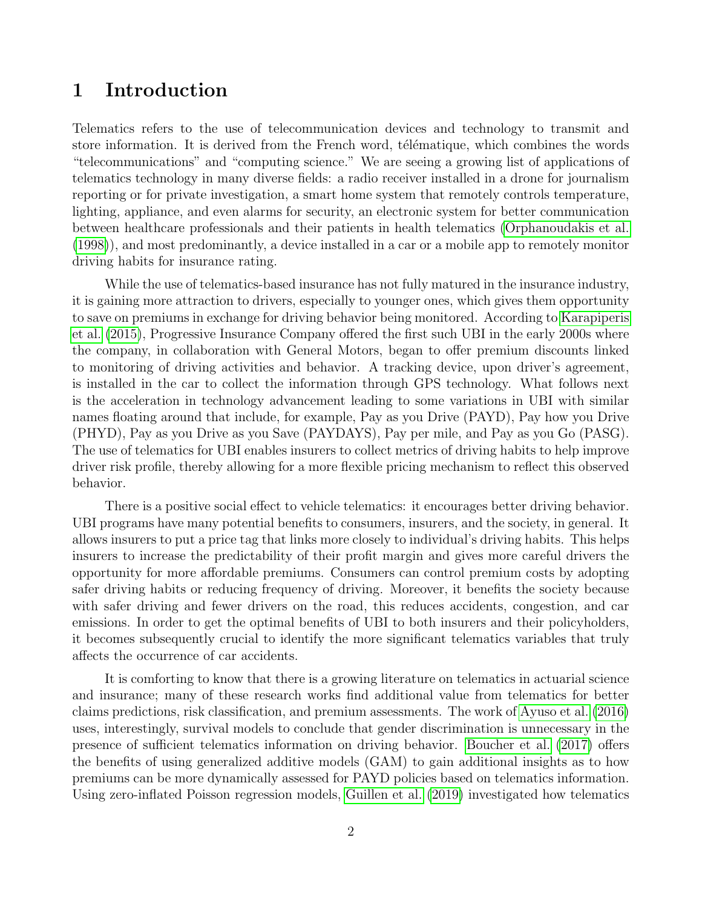# 1 Introduction

Telematics refers to the use of telecommunication devices and technology to transmit and store information. It is derived from the French word, télématique, which combines the words "telecommunications" and "computing science." We are seeing a growing list of applications of telematics technology in many diverse fields: a radio receiver installed in a drone for journalism reporting or for private investigation, a smart home system that remotely controls temperature, lighting, appliance, and even alarms for security, an electronic system for better communication between healthcare professionals and their patients in health telematics (Orphanoudakis et al. (1998)), and most predominantly, a device installed in a car or a mobile app to remotely monitor driving habits for insurance rating.

While the use of telematics-based insurance has not fully matured in the insurance industry, it is gaining more attraction to drivers, especially to younger ones, which gives them opportunity to save on premiums in exchange for driving behavior being monitored. According to Karapiperis et al. (2015), Progressive Insurance Company offered the first such UBI in the early 2000s where the company, in collaboration with General Motors, began to offer premium discounts linked to monitoring of driving activities and behavior. A tracking device, upon driver's agreement, is installed in the car to collect the information through GPS technology. What follows next is the acceleration in technology advancement leading to some variations in UBI with similar names floating around that include, for example, Pay as you Drive (PAYD), Pay how you Drive (PHYD), Pay as you Drive as you Save (PAYDAYS), Pay per mile, and Pay as you Go (PASG). The use of telematics for UBI enables insurers to collect metrics of driving habits to help improve driver risk profile, thereby allowing for a more flexible pricing mechanism to reflect this observed behavior.

There is a positive social effect to vehicle telematics: it encourages better driving behavior. UBI programs have many potential benefits to consumers, insurers, and the society, in general. It allows insurers to put a price tag that links more closely to individual's driving habits. This helps insurers to increase the predictability of their profit margin and gives more careful drivers the opportunity for more affordable premiums. Consumers can control premium costs by adopting safer driving habits or reducing frequency of driving. Moreover, it benefits the society because with safer driving and fewer drivers on the road, this reduces accidents, congestion, and car emissions. In order to get the optimal benefits of UBI to both insurers and their policyholders, it becomes subsequently crucial to identify the more significant telematics variables that truly affects the occurrence of car accidents.

It is comforting to know that there is a growing literature on telematics in actuarial science and insurance; many of these research works find additional value from telematics for better claims predictions, risk classification, and premium assessments. The work of Ayuso et al. (2016) uses, interestingly, survival models to conclude that gender discrimination is unnecessary in the presence of sufficient telematics information on driving behavior. Boucher et al. (2017) offers the benefits of using generalized additive models (GAM) to gain additional insights as to how premiums can be more dynamically assessed for PAYD policies based on telematics information. Using zero-inflated Poisson regression models, Guillen et al. (2019) investigated how telematics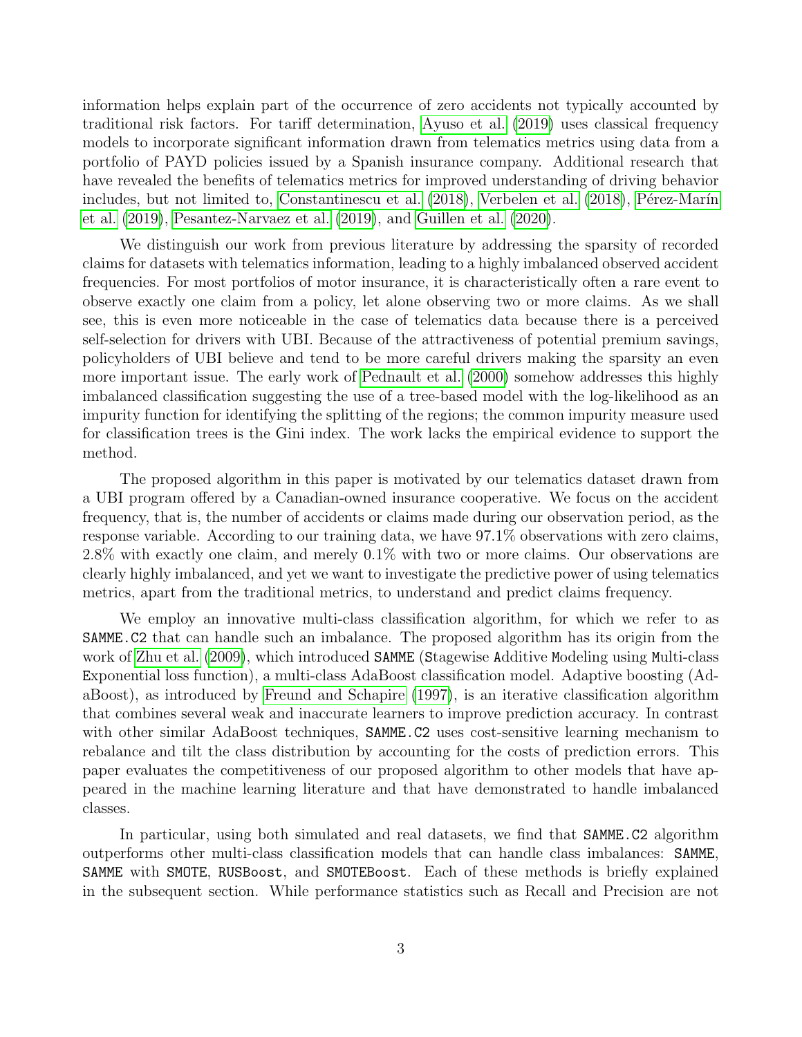information helps explain part of the occurrence of zero accidents not typically accounted by traditional risk factors. For tariff determination, Ayuso et al. (2019) uses classical frequency models to incorporate significant information drawn from telematics metrics using data from a portfolio of PAYD policies issued by a Spanish insurance company. Additional research that have revealed the benefits of telematics metrics for improved understanding of driving behavior includes, but not limited to, Constantinescu et al. (2018), Verbelen et al. (2018), Pérez-Marín et al. (2019), Pesantez-Narvaez et al. (2019), and Guillen et al. (2020).

We distinguish our work from previous literature by addressing the sparsity of recorded claims for datasets with telematics information, leading to a highly imbalanced observed accident frequencies. For most portfolios of motor insurance, it is characteristically often a rare event to observe exactly one claim from a policy, let alone observing two or more claims. As we shall see, this is even more noticeable in the case of telematics data because there is a perceived self-selection for drivers with UBI. Because of the attractiveness of potential premium savings, policyholders of UBI believe and tend to be more careful drivers making the sparsity an even more important issue. The early work of Pednault et al. (2000) somehow addresses this highly imbalanced classification suggesting the use of a tree-based model with the log-likelihood as an impurity function for identifying the splitting of the regions; the common impurity measure used for classification trees is the Gini index. The work lacks the empirical evidence to support the method.

The proposed algorithm in this paper is motivated by our telematics dataset drawn from a UBI program offered by a Canadian-owned insurance cooperative. We focus on the accident frequency, that is, the number of accidents or claims made during our observation period, as the response variable. According to our training data, we have 97.1% observations with zero claims, 2.8% with exactly one claim, and merely 0.1% with two or more claims. Our observations are clearly highly imbalanced, and yet we want to investigate the predictive power of using telematics metrics, apart from the traditional metrics, to understand and predict claims frequency.

We employ an innovative multi-class classification algorithm, for which we refer to as `SAMME.C2` that can handle such an imbalance. The proposed algorithm has its origin from the work of Zhu et al. (2009), which introduced `SAMME` (Stagewise Additive Modeling using Multi-class Exponential loss function), a multi-class AdaBoost classification model. Adaptive boosting (AdaBoost), as introduced by Freund and Schapire (1997), is an iterative classification algorithm that combines several weak and inaccurate learners to improve prediction accuracy. In contrast with other similar AdaBoost techniques, `SAMME.C2` uses cost-sensitive learning mechanism to rebalance and tilt the class distribution by accounting for the costs of prediction errors. This paper evaluates the competitiveness of our proposed algorithm to other models that have appeared in the machine learning literature and that have demonstrated to handle imbalanced classes.

In particular, using both simulated and real datasets, we find that `SAMME.C2` algorithm outperforms other multi-class classification models that can handle class imbalances: `SAMME`, `SAMME` with `SMOTE`, `RUSBoost`, and `SMOTEBoost`. Each of these methods is briefly explained in the subsequent section. While performance statistics such as Recall and Precision are not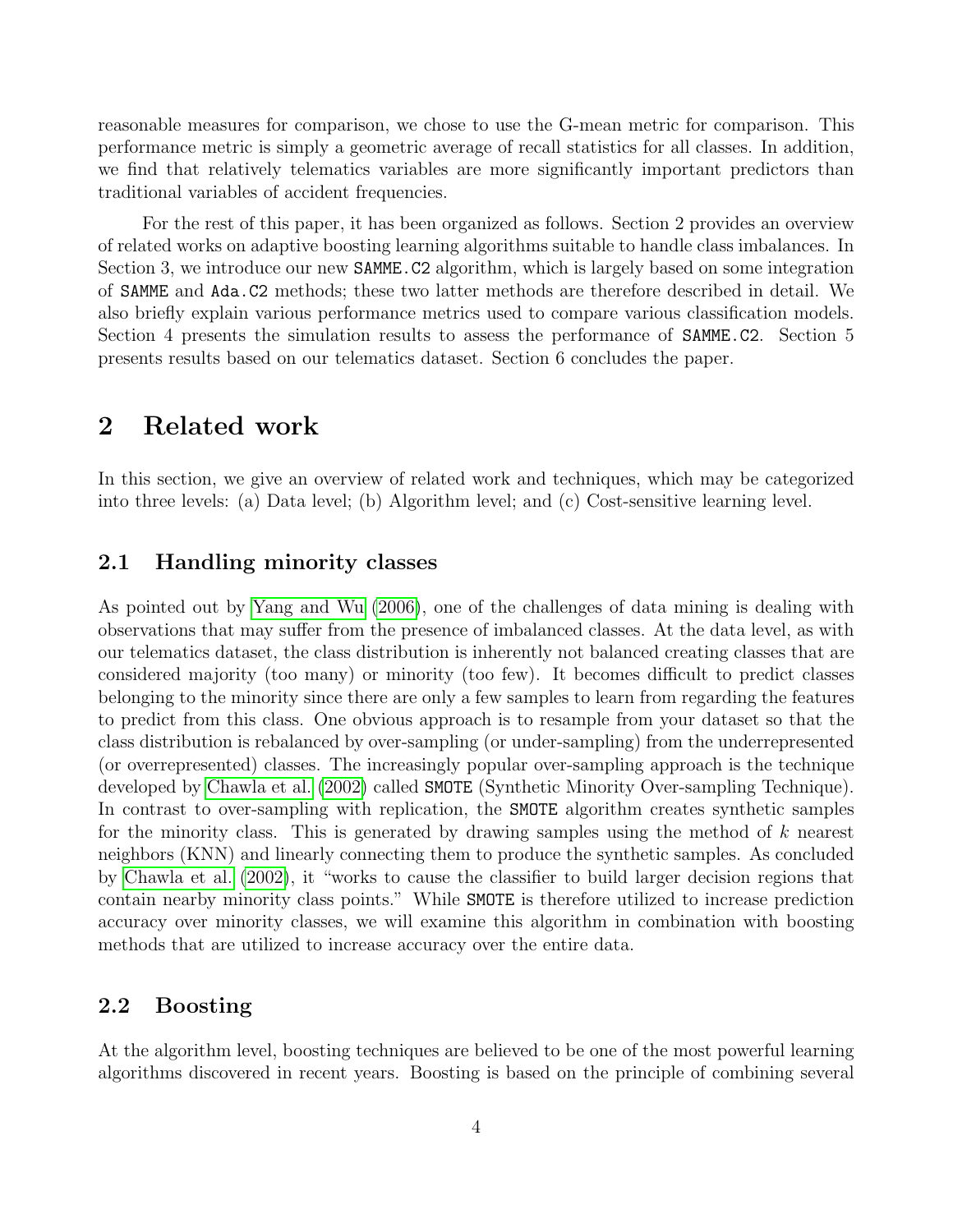reasonable measures for comparison, we chose to use the G-mean metric for comparison. This performance metric is simply a geometric average of recall statistics for all classes. In addition, we find that relatively telematics variables are more significantly important predictors than traditional variables of accident frequencies.

For the rest of this paper, it has been organized as follows. Section 2 provides an overview of related works on adaptive boosting learning algorithms suitable to handle class imbalances. In Section 3, we introduce our new `SAMME.C2` algorithm, which is largely based on some integration of `SAMME` and `Ada.C2` methods; these two latter methods are therefore described in detail. We also briefly explain various performance metrics used to compare various classification models. Section 4 presents the simulation results to assess the performance of `SAMME.C2`. Section 5 presents results based on our telematics dataset. Section 6 concludes the paper.

# 2 Related work

In this section, we give an overview of related work and techniques, which may be categorized into three levels: (a) Data level; (b) Algorithm level; and (c) Cost-sensitive learning level.

## 2.1 Handling minority classes

As pointed out by Yang and Wu (2006), one of the challenges of data mining is dealing with observations that may suffer from the presence of imbalanced classes. At the data level, as with our telematics dataset, the class distribution is inherently not balanced creating classes that are considered majority (too many) or minority (too few). It becomes difficult to predict classes belonging to the minority since there are only a few samples to learn from regarding the features to predict from this class. One obvious approach is to resample from your dataset so that the class distribution is rebalanced by over-sampling (or under-sampling) from the underrepresented (or overrepresented) classes. The increasingly popular over-sampling approach is the technique developed by Chawla et al. (2002) called `SMOTE` (Synthetic Minority Over-sampling Technique). In contrast to over-sampling with replication, the `SMOTE` algorithm creates synthetic samples for the minority class. This is generated by drawing samples using the method of $k$ nearest neighbors (KNN) and linearly connecting them to produce the synthetic samples. As concluded by Chawla et al. (2002), it "works to cause the classifier to build larger decision regions that contain nearby minority class points." While `SMOTE` is therefore utilized to increase prediction accuracy over minority classes, we will examine this algorithm in combination with boosting methods that are utilized to increase accuracy over the entire data.

## 2.2 Boosting

At the algorithm level, boosting techniques are believed to be one of the most powerful learning algorithms discovered in recent years. Boosting is based on the principle of combining several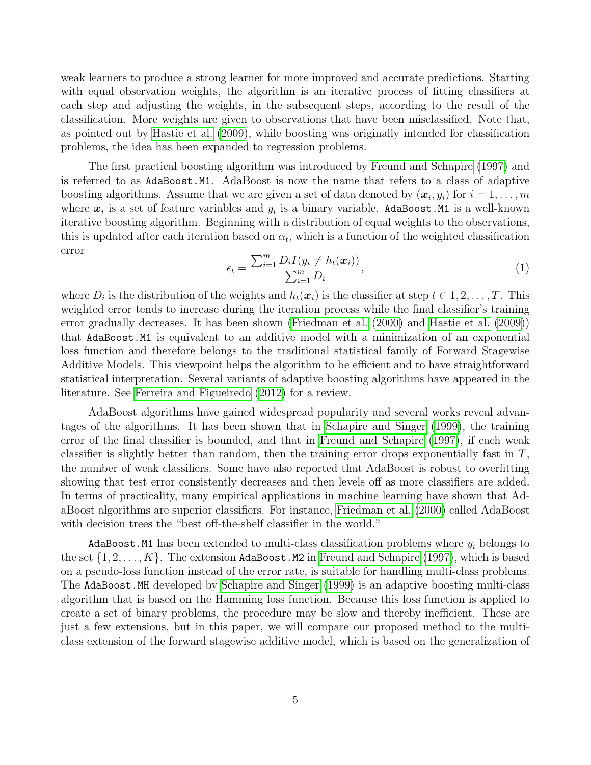weak learners to produce a strong learner for more improved and accurate predictions. Starting with equal observation weights, the algorithm is an iterative process of fitting classifiers at each step and adjusting the weights, in the subsequent steps, according to the result of the classification. More weights are given to observations that have been misclassified. Note that, as pointed out by Hastie et al. (2009), while boosting was originally intended for classification problems, the idea has been expanded to regression problems.

The first practical boosting algorithm was introduced by Freund and Schapire (1997) and is referred to as `AdaBoost.M1`. AdaBoost is now the name that refers to a class of adaptive boosting algorithms. Assume that we are given a set of data denoted by $(\boldsymbol{x}_i, y_i)$ for $i = 1, \ldots, m$ where $\boldsymbol{x}_i$ is a set of feature variables and $y_i$ is a binary variable. `AdaBoost.M1` is a well-known iterative boosting algorithm. Beginning with a distribution of equal weights to the observations, this is updated after each iteration based on $\alpha_t$, which is a function of the weighted classification error

$$\epsilon_t = \frac{\sum_{i=1}^{m} D_i I(y_i \neq h_t(\boldsymbol{x}_i))}{\sum_{i=1}^{m} D_i}, \tag{1}$$

where $D_i$ is the distribution of the weights and $h_t(\boldsymbol{x}_i)$ is the classifier at step $t \in 1, 2, \ldots, T$. This weighted error tends to increase during the iteration process while the final classifier's training error gradually decreases. It has been shown (Friedman et al. (2000) and Hastie et al. (2009)) that `AdaBoost.M1` is equivalent to an additive model with a minimization of an exponential loss function and therefore belongs to the traditional statistical family of Forward Stagewise Additive Models. This viewpoint helps the algorithm to be efficient and to have straightforward statistical interpretation. Several variants of adaptive boosting algorithms have appeared in the literature. See Ferreira and Figueiredo (2012) for a review.

AdaBoost algorithms have gained widespread popularity and several works reveal advantages of the algorithms. It has been shown that in Schapire and Singer (1999), the training error of the final classifier is bounded, and that in Freund and Schapire (1997), if each weak classifier is slightly better than random, then the training error drops exponentially fast in $T$, the number of weak classifiers. Some have also reported that AdaBoost is robust to overfitting showing that test error consistently decreases and then levels off as more classifiers are added. In terms of practicality, many empirical applications in machine learning have shown that AdaBoost algorithms are superior classifiers. For instance, Friedman et al. (2000) called AdaBoost with decision trees the "best off-the-shelf classifier in the world."

`AdaBoost.M1` has been extended to multi-class classification problems where $y_i$ belongs to the set $\{1, 2, \ldots, K\}$. The extension `AdaBoost.M2` in Freund and Schapire (1997), which is based on a pseudo-loss function instead of the error rate, is suitable for handling multi-class problems. The `AdaBoost.MH` developed by Schapire and Singer (1999) is an adaptive boosting multi-class algorithm that is based on the Hamming loss function. Because this loss function is applied to create a set of binary problems, the procedure may be slow and thereby inefficient. These are just a few extensions, but in this paper, we will compare our proposed method to the multi-class extension of the forward stagewise additive model, which is based on the generalization of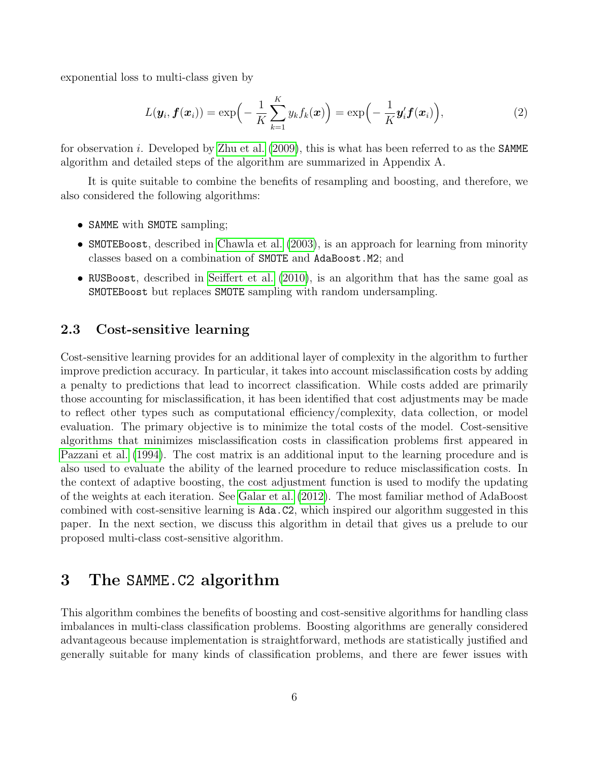exponential loss to multi-class given by

$$L(\boldsymbol{y}_i, \boldsymbol{f}(\boldsymbol{x}_i)) = \exp\Big(-\frac{1}{K}\sum_{k=1}^{K} y_k f_k(\boldsymbol{x})\Big) = \exp\Big(-\frac{1}{K}\boldsymbol{y}_i' \boldsymbol{f}(\boldsymbol{x}_i)\Big), \tag{2}$$

for observation $i$. Developed by Zhu et al. (2009), this is what has been referred to as the `SAMME` algorithm and detailed steps of the algorithm are summarized in Appendix A.

It is quite suitable to combine the benefits of resampling and boosting, and therefore, we also considered the following algorithms:

- `SAMME` with `SMOTE` sampling;
- `SMOTEBoost`, described in Chawla et al. (2003), is an approach for learning from minority classes based on a combination of `SMOTE` and `AdaBoost.M2`; and
- `RUSBoost`, described in Seiffert et al. (2010), is an algorithm that has the same goal as `SMOTEBoost` but replaces `SMOTE` sampling with random undersampling.

### 2.3 Cost-sensitive learning

Cost-sensitive learning provides for an additional layer of complexity in the algorithm to further improve prediction accuracy. In particular, it takes into account misclassification costs by adding a penalty to predictions that lead to incorrect classification. While costs added are primarily those accounting for misclassification, it has been identified that cost adjustments may be made to reflect other types such as computational efficiency/complexity, data collection, or model evaluation. The primary objective is to minimize the total costs of the model. Cost-sensitive algorithms that minimizes misclassification costs in classification problems first appeared in Pazzani et al. (1994). The cost matrix is an additional input to the learning procedure and is also used to evaluate the ability of the learned procedure to reduce misclassification costs. In the context of adaptive boosting, the cost adjustment function is used to modify the updating of the weights at each iteration. See Galar et al. (2012). The most familiar method of AdaBoost combined with cost-sensitive learning is `Ada.C2`, which inspired our algorithm suggested in this paper. In the next section, we discuss this algorithm in detail that gives us a prelude to our proposed multi-class cost-sensitive algorithm.

## 3 The `SAMME.C2` algorithm

This algorithm combines the benefits of boosting and cost-sensitive algorithms for handling class imbalances in multi-class classification problems. Boosting algorithms are generally considered advantageous because implementation is straightforward, methods are statistically justified and generally suitable for many kinds of classification problems, and there are fewer issues with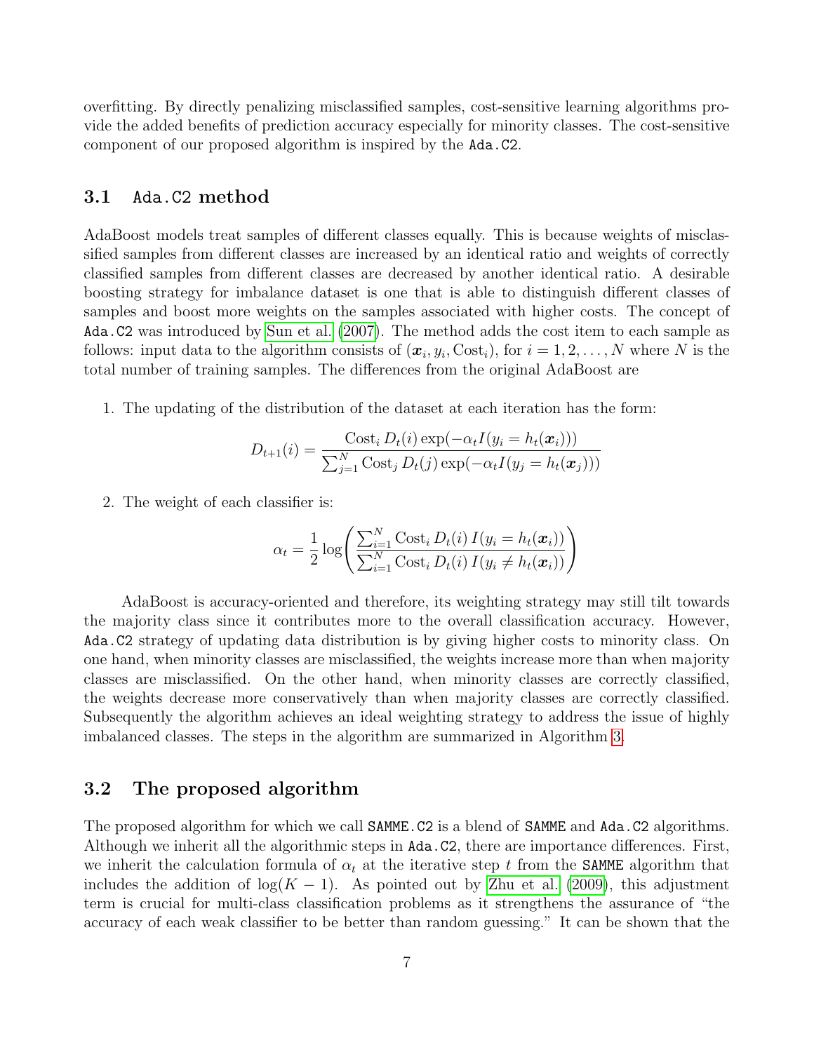overfitting. By directly penalizing misclassified samples, cost-sensitive learning algorithms provide the added benefits of prediction accuracy especially for minority classes. The cost-sensitive component of our proposed algorithm is inspired by the `Ada.C2`.

## 3.1 `Ada.C2` method

AdaBoost models treat samples of different classes equally. This is because weights of misclassified samples from different classes are increased by an identical ratio and weights of correctly classified samples from different classes are decreased by another identical ratio. A desirable boosting strategy for imbalance dataset is one that is able to distinguish different classes of samples and boost more weights on the samples associated with higher costs. The concept of `Ada.C2` was introduced by Sun et al. (2007). The method adds the cost item to each sample as follows: input data to the algorithm consists of $(\boldsymbol{x}_i, y_i, \text{Cost}_i)$, for $i = 1, 2, \ldots, N$ where $N$ is the total number of training samples. The differences from the original AdaBoost are

1. The updating of the distribution of the dataset at each iteration has the form:

$$D_{t+1}(i) = \frac{\text{Cost}_i\, D_t(i) \exp(-\alpha_t I(y_i = h_t(\boldsymbol{x}_i)))}{\sum_{j=1}^{N} \text{Cost}_j\, D_t(j) \exp(-\alpha_t I(y_j = h_t(\boldsymbol{x}_j)))}$$

2. The weight of each classifier is:

$$\alpha_t = \frac{1}{2} \log\left( \frac{\sum_{i=1}^{N} \text{Cost}_i\, D_t(i)\, I(y_i = h_t(\boldsymbol{x}_i))}{\sum_{i=1}^{N} \text{Cost}_i\, D_t(i)\, I(y_i \neq h_t(\boldsymbol{x}_i))} \right)$$

AdaBoost is accuracy-oriented and therefore, its weighting strategy may still tilt towards the majority class since it contributes more to the overall classification accuracy. However, `Ada.C2` strategy of updating data distribution is by giving higher costs to minority class. On one hand, when minority classes are misclassified, the weights increase more than when majority classes are misclassified. On the other hand, when minority classes are correctly classified, the weights decrease more conservatively than when majority classes are correctly classified. Subsequently the algorithm achieves an ideal weighting strategy to address the issue of highly imbalanced classes. The steps in the algorithm are summarized in Algorithm 3.

## 3.2 The proposed algorithm

The proposed algorithm for which we call `SAMME.C2` is a blend of `SAMME` and `Ada.C2` algorithms. Although we inherit all the algorithmic steps in `Ada.C2`, there are importance differences. First, we inherit the calculation formula of $\alpha_t$ at the iterative step $t$ from the `SAMME` algorithm that includes the addition of $\log(K-1)$. As pointed out by Zhu et al. (2009), this adjustment term is crucial for multi-class classification problems as it strengthens the assurance of "the accuracy of each weak classifier to be better than random guessing." It can be shown that the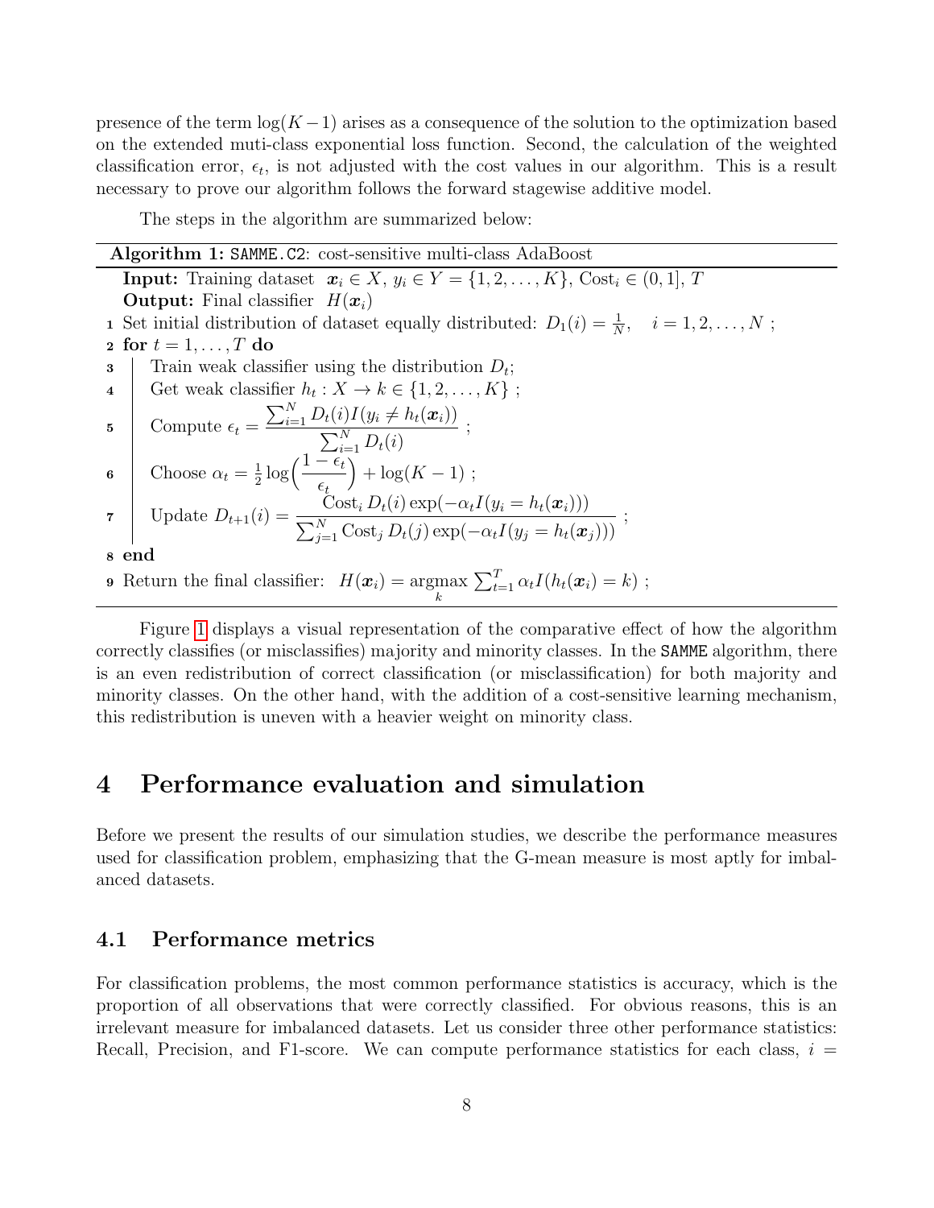presence of the term $\log(K-1)$ arises as a consequence of the solution to the optimization based on the extended muti-class exponential loss function. Second, the calculation of the weighted classification error, $\epsilon_t$, is not adjusted with the cost values in our algorithm. This is a result necessary to prove our algorithm follows the forward stagewise additive model.

The steps in the algorithm are summarized below:

**Algorithm 1:** `SAMME.C2`: cost-sensitive multi-class AdaBoost

**Input:** Training dataset $\boldsymbol{x}_i \in X$, $y_i \in Y = \{1, 2, \ldots, K\}$, $\text{Cost}_i \in (0, 1]$, $T$

**Output:** Final classifier $H(\boldsymbol{x}_i)$

1. Set initial distribution of dataset equally distributed: $D_1(i) = \frac{1}{N}, \quad i = 1, 2, \ldots, N$ ;
2. **for** $t = 1, \ldots, T$ **do**
3. Train weak classifier using the distribution $D_t$;
4. Get weak classifier $h_t : X \to k \in \{1, 2, \ldots, K\}$ ;
5. Compute $\epsilon_t = \dfrac{\sum_{i=1}^{N} D_t(i) I(y_i \neq h_t(\boldsymbol{x}_i))}{\sum_{i=1}^{N} D_t(i)}$ ;
6. Choose $\alpha_t = \frac{1}{2} \log\Big(\dfrac{1-\epsilon_t}{\epsilon_t}\Big) + \log(K-1)$ ;
7. Update $D_{t+1}(i) = \dfrac{\text{Cost}_i\, D_t(i) \exp(-\alpha_t I(y_i = h_t(\boldsymbol{x}_i)))}{\sum_{j=1}^{N} \text{Cost}_j\, D_t(j) \exp(-\alpha_t I(y_j = h_t(\boldsymbol{x}_j)))}$ ;
8. **end**
9. Return the final classifier: $H(\boldsymbol{x}_i) = \underset{k}{\operatorname{argmax}} \sum_{t=1}^{T} \alpha_t I(h_t(\boldsymbol{x}_i) = k)$ ;

Figure 1 displays a visual representation of the comparative effect of how the algorithm correctly classifies (or misclassifies) majority and minority classes. In the `SAMME` algorithm, there is an even redistribution of correct classification (or misclassification) for both majority and minority classes. On the other hand, with the addition of a cost-sensitive learning mechanism, this redistribution is uneven with a heavier weight on minority class.

# 4 Performance evaluation and simulation

Before we present the results of our simulation studies, we describe the performance measures used for classification problem, emphasizing that the G-mean measure is most aptly for imbalanced datasets.

## 4.1 Performance metrics

For classification problems, the most common performance statistics is accuracy, which is the proportion of all observations that were correctly classified. For obvious reasons, this is an irrelevant measure for imbalanced datasets. Let us consider three other performance statistics: Recall, Precision, and F1-score. We can compute performance statistics for each class, $i =$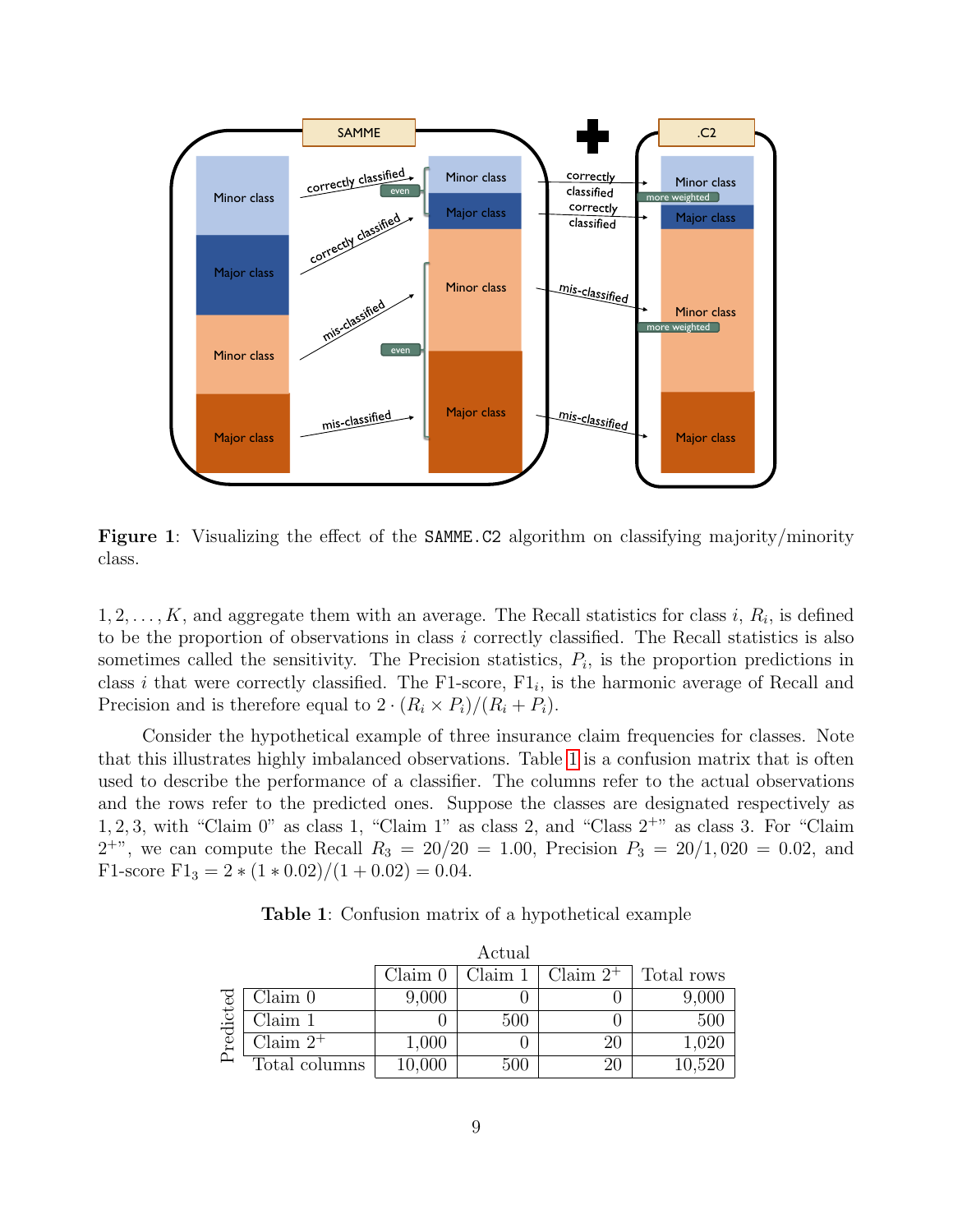**Figure 1**: Visualizing the effect of the SAMME.C2 algorithm on classifying majority/minority class.

$1, 2, \ldots, K$, and aggregate them with an average. The Recall statistics for class $i$, $R_i$, is defined to be the proportion of observations in class $i$ correctly classified. The Recall statistics is also sometimes called the sensitivity. The Precision statistics, $P_i$, is the proportion predictions in class $i$ that were correctly classified. The F1-score, $\text{F1}_i$, is the harmonic average of Recall and Precision and is therefore equal to $2 \cdot (R_i \times P_i)/(R_i + P_i)$.

Consider the hypothetical example of three insurance claim frequencies for classes. Note that this illustrates highly imbalanced observations. Table 1 is a confusion matrix that is often used to describe the performance of a classifier. The columns refer to the actual observations and the rows refer to the predicted ones. Suppose the classes are designated respectively as 1, 2, 3, with "Claim 0" as class 1, "Claim 1" as class 2, and "Class $2^+$" as class 3. For "Claim $2^+$", we can compute the Recall $R_3 = 20/20 = 1.00$, Precision $P_3 = 20/1,020 = 0.02$, and F1-score $\text{F1}_3 = 2 * (1 * 0.02)/(1 + 0.02) = 0.04$.

**Table 1**: Confusion matrix of a hypothetical example

| | | Actual | | | |
|---|---|---|---|---|---|
| | | Claim 0 | Claim 1 | Claim $2^+$ | Total rows |
| Predicted | Claim 0 | 9,000 | 0 | 0 | 9,000 |
| | Claim 1 | 0 | 500 | 0 | 500 |
| | Claim $2^+$ | 1,000 | 0 | 20 | 1,020 |
| | Total columns | 10,000 | 500 | 20 | 10,520 |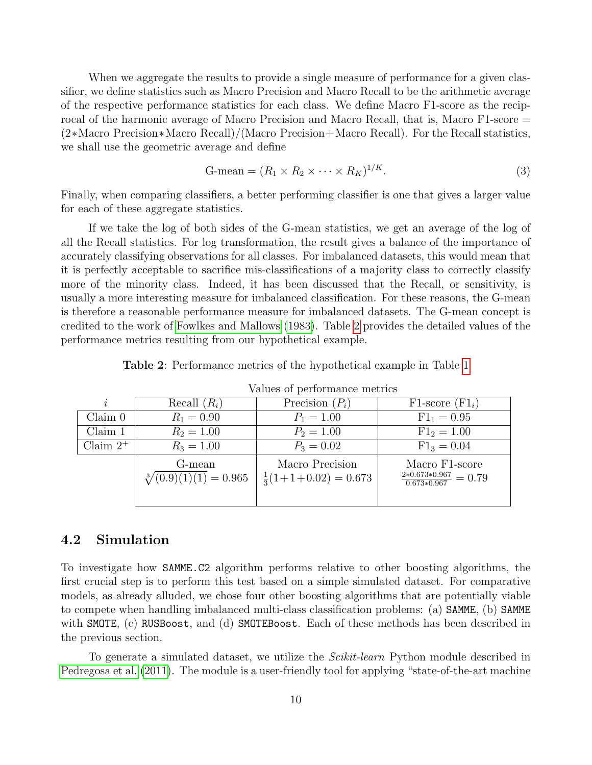When we aggregate the results to provide a single measure of performance for a given classifier, we define statistics such as Macro Precision and Macro Recall to be the arithmetic average of the respective performance statistics for each class. We define Macro F1-score as the reciprocal of the harmonic average of Macro Precision and Macro Recall, that is, Macro F1-score = (2∗Macro Precision∗Macro Recall)/(Macro Precision+Macro Recall). For the Recall statistics, we shall use the geometric average and define

$$\text{G-mean} = (R_1 \times R_2 \times \cdots \times R_K)^{1/K}. \tag{3}$$

Finally, when comparing classifiers, a better performing classifier is one that gives a larger value for each of these aggregate statistics.

If we take the log of both sides of the G-mean statistics, we get an average of the log of all the Recall statistics. For log transformation, the result gives a balance of the importance of accurately classifying observations for all classes. For imbalanced datasets, this would mean that it is perfectly acceptable to sacrifice mis-classifications of a majority class to correctly classify more of the minority class. Indeed, it has been discussed that the Recall, or sensitivity, is usually a more interesting measure for imbalanced classification. For these reasons, the G-mean is therefore a reasonable performance measure for imbalanced datasets. The G-mean concept is credited to the work of Fowlkes and Mallows (1983). Table 2 provides the detailed values of the performance metrics resulting from our hypothetical example.

**Table 2**: Performance metrics of the hypothetical example in Table 1

| | Values of performance metrics | | |
|---|---|---|---|
| $i$ | Recall ($R_i$) | Precision ($P_i$) | F1-score ($\text{F1}_i$) |
| Claim 0 | $R_1 = 0.90$ | $P_1 = 1.00$ | $\text{F1}_1 = 0.95$ |
| Claim 1 | $R_2 = 1.00$ | $P_2 = 1.00$ | $\text{F1}_2 = 1.00$ |
| Claim $2^+$ | $R_3 = 1.00$ | $P_3 = 0.02$ | $\text{F1}_3 = 0.04$ |
| | G-mean $\sqrt[3]{(0.9)(1)(1)} = 0.965$ | Macro Precision $\frac{1}{3}(1+1+0.02) = 0.673$ | Macro F1-score $\frac{2*0.673*0.967}{0.673*0.967} = 0.79$ |

## 4.2 Simulation

To investigate how `SAMME.C2` algorithm performs relative to other boosting algorithms, the first crucial step is to perform this test based on a simple simulated dataset. For comparative models, as already alluded, we chose four other boosting algorithms that are potentially viable to compete when handling imbalanced multi-class classification problems: (a) `SAMME`, (b) `SAMME` with `SMOTE`, (c) `RUSBoost`, and (d) `SMOTEBoost`. Each of these methods has been described in the previous section.

To generate a simulated dataset, we utilize the *Scikit-learn* Python module described in Pedregosa et al. (2011). The module is a user-friendly tool for applying "state-of-the-art machine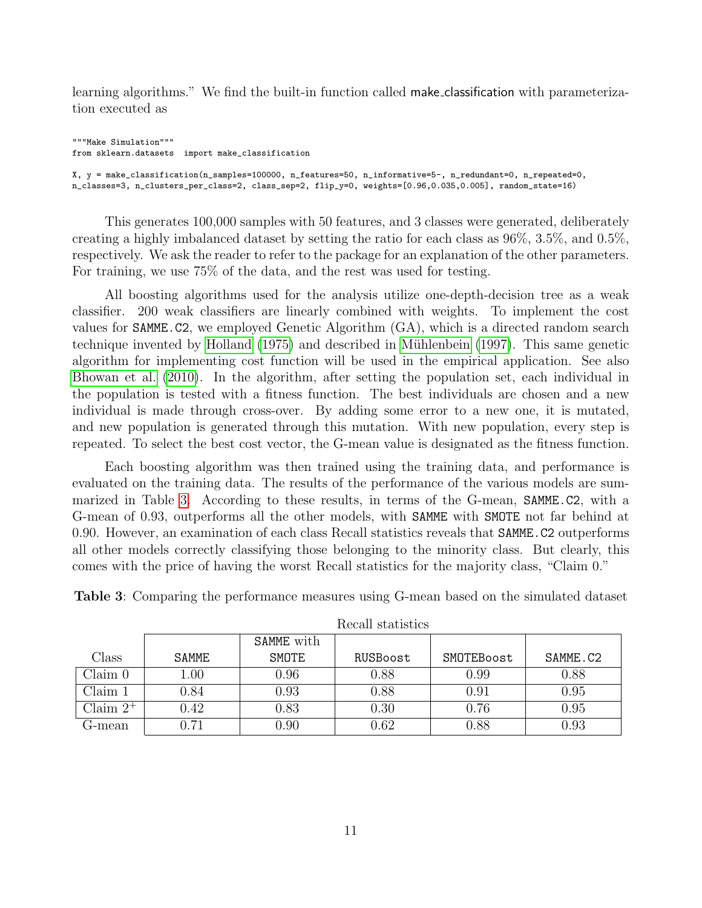learning algorithms." We find the built-in function called make_classification with parameterization executed as

```
"""Make Simulation"""
from sklearn.datasets  import make_classification

X, y = make_classification(n_samples=100000, n_features=50, n_informative=5-, n_redundant=0, n_repeated=0,
n_classes=3, n_clusters_per_class=2, class_sep=2, flip_y=0, weights=[0.96,0.035,0.005], random_state=16)
```

This generates 100,000 samples with 50 features, and 3 classes were generated, deliberately creating a highly imbalanced dataset by setting the ratio for each class as 96%, 3.5%, and 0.5%, respectively. We ask the reader to refer to the package for an explanation of the other parameters. For training, we use 75% of the data, and the rest was used for testing.

All boosting algorithms used for the analysis utilize one-depth-decision tree as a weak classifier. 200 weak classifiers are linearly combined with weights. To implement the cost values for SAMME.C2, we employed Genetic Algorithm (GA), which is a directed random search technique invented by Holland (1975) and described in Mühlenbein (1997). This same genetic algorithm for implementing cost function will be used in the empirical application. See also Bhowan et al. (2010). In the algorithm, after setting the population set, each individual in the population is tested with a fitness function. The best individuals are chosen and a new individual is made through cross-over. By adding some error to a new one, it is mutated, and new population is generated through this mutation. With new population, every step is repeated. To select the best cost vector, the G-mean value is designated as the fitness function.

Each boosting algorithm was then trained using the training data, and performance is evaluated on the training data. The results of the performance of the various models are summarized in Table 3. According to these results, in terms of the G-mean, SAMME.C2, with a G-mean of 0.93, outperforms all the other models, with SAMME with SMOTE not far behind at 0.90. However, an examination of each class Recall statistics reveals that SAMME.C2 outperforms all other models correctly classifying those belonging to the minority class. But clearly, this comes with the price of having the worst Recall statistics for the majority class, "Claim 0."

**Table 3**: Comparing the performance measures using G-mean based on the simulated dataset

| | Recall statistics | | | | |
|---|---|---|---|---|---|
| Class | SAMME | SAMME with SMOTE | RUSBoost | SMOTEBoost | SAMME.C2 |
| Claim 0 | 1.00 | 0.96 | 0.88 | 0.99 | 0.88 |
| Claim 1 | 0.84 | 0.93 | 0.88 | 0.91 | 0.95 |
| Claim $2^+$ | 0.42 | 0.83 | 0.30 | 0.76 | 0.95 |
| G-mean | 0.71 | 0.90 | 0.62 | 0.88 | 0.93 |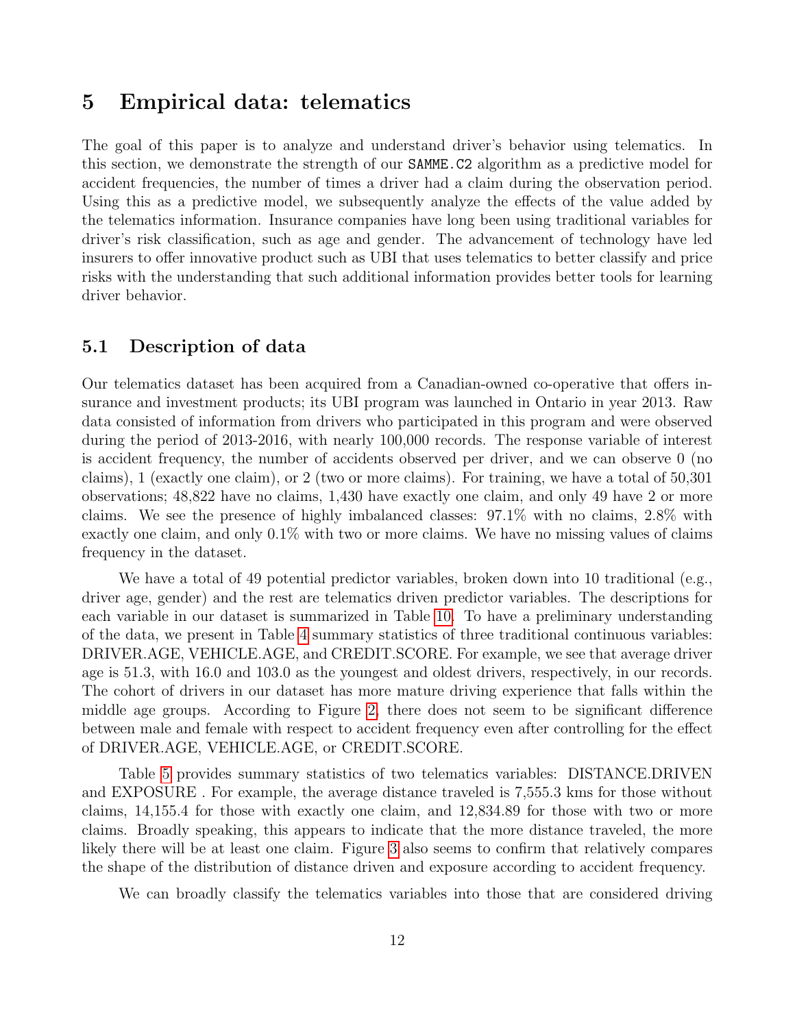# 5 Empirical data: telematics

The goal of this paper is to analyze and understand driver's behavior using telematics. In this section, we demonstrate the strength of our `SAMME.C2` algorithm as a predictive model for accident frequencies, the number of times a driver had a claim during the observation period. Using this as a predictive model, we subsequently analyze the effects of the value added by the telematics information. Insurance companies have long been using traditional variables for driver's risk classification, such as age and gender. The advancement of technology have led insurers to offer innovative product such as UBI that uses telematics to better classify and price risks with the understanding that such additional information provides better tools for learning driver behavior.

## 5.1 Description of data

Our telematics dataset has been acquired from a Canadian-owned co-operative that offers insurance and investment products; its UBI program was launched in Ontario in year 2013. Raw data consisted of information from drivers who participated in this program and were observed during the period of 2013-2016, with nearly 100,000 records. The response variable of interest is accident frequency, the number of accidents observed per driver, and we can observe 0 (no claims), 1 (exactly one claim), or 2 (two or more claims). For training, we have a total of 50,301 observations; 48,822 have no claims, 1,430 have exactly one claim, and only 49 have 2 or more claims. We see the presence of highly imbalanced classes: 97.1% with no claims, 2.8% with exactly one claim, and only 0.1% with two or more claims. We have no missing values of claims frequency in the dataset.

We have a total of 49 potential predictor variables, broken down into 10 traditional (e.g., driver age, gender) and the rest are telematics driven predictor variables. The descriptions for each variable in our dataset is summarized in Table 10. To have a preliminary understanding of the data, we present in Table 4 summary statistics of three traditional continuous variables: DRIVER.AGE, VEHICLE.AGE, and CREDIT.SCORE. For example, we see that average driver age is 51.3, with 16.0 and 103.0 as the youngest and oldest drivers, respectively, in our records. The cohort of drivers in our dataset has more mature driving experience that falls within the middle age groups. According to Figure 2, there does not seem to be significant difference between male and female with respect to accident frequency even after controlling for the effect of DRIVER.AGE, VEHICLE.AGE, or CREDIT.SCORE.

Table 5 provides summary statistics of two telematics variables: DISTANCE.DRIVEN and EXPOSURE . For example, the average distance traveled is 7,555.3 kms for those without claims, 14,155.4 for those with exactly one claim, and 12,834.89 for those with two or more claims. Broadly speaking, this appears to indicate that the more distance traveled, the more likely there will be at least one claim. Figure 3 also seems to confirm that relatively compares the shape of the distribution of distance driven and exposure according to accident frequency.

We can broadly classify the telematics variables into those that are considered driving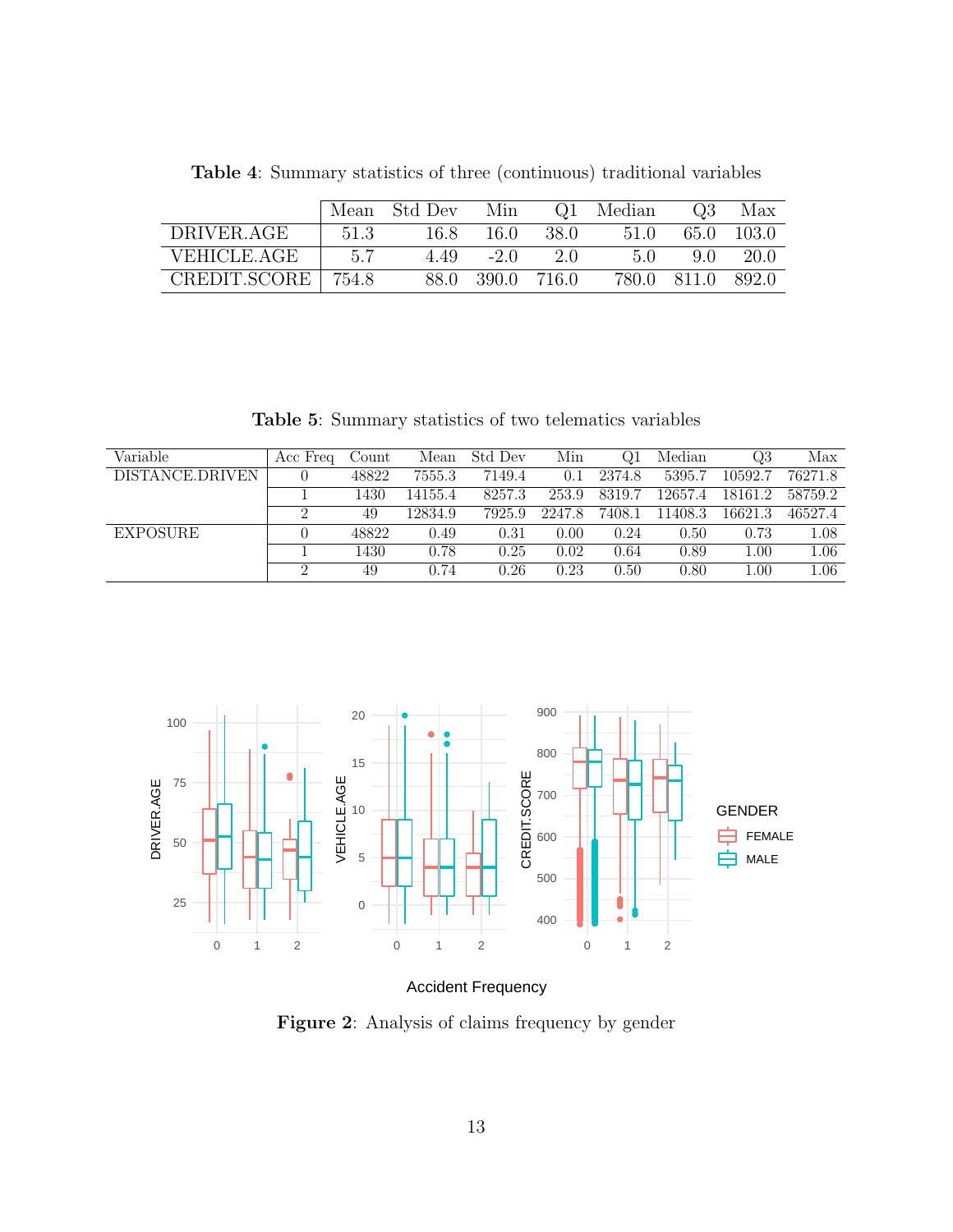**Table 4**: Summary statistics of three (continuous) traditional variables

| | Mean | Std Dev | Min | Q1 | Median | Q3 | Max |
|---|---|---|---|---|---|---|---|
| DRIVER.AGE | 51.3 | 16.8 | 16.0 | 38.0 | 51.0 | 65.0 | 103.0 |
| VEHICLE.AGE | 5.7 | 4.49 | -2.0 | 2.0 | 5.0 | 9.0 | 20.0 |
| CREDIT.SCORE | 754.8 | 88.0 | 390.0 | 716.0 | 780.0 | 811.0 | 892.0 |

**Table 5**: Summary statistics of two telematics variables

| Variable | Acc Freq | Count | Mean | Std Dev | Min | Q1 | Median | Q3 | Max |
|---|---|---|---|---|---|---|---|---|---|
| DISTANCE.DRIVEN | 0 | 48822 | 7555.3 | 7149.4 | 0.1 | 2374.8 | 5395.7 | 10592.7 | 76271.8 |
| | 1 | 1430 | 14155.4 | 8257.3 | 253.9 | 8319.7 | 12657.4 | 18161.2 | 58759.2 |
| | 2 | 49 | 12834.9 | 7925.9 | 2247.8 | 7408.1 | 11408.3 | 16621.3 | 46527.4 |
| EXPOSURE | 0 | 48822 | 0.49 | 0.31 | 0.00 | 0.24 | 0.50 | 0.73 | 1.08 |
| | 1 | 1430 | 0.78 | 0.25 | 0.02 | 0.64 | 0.89 | 1.00 | 1.06 |
| | 2 | 49 | 0.74 | 0.26 | 0.23 | 0.50 | 0.80 | 1.00 | 1.06 |

**Figure 2**: Analysis of claims frequency by gender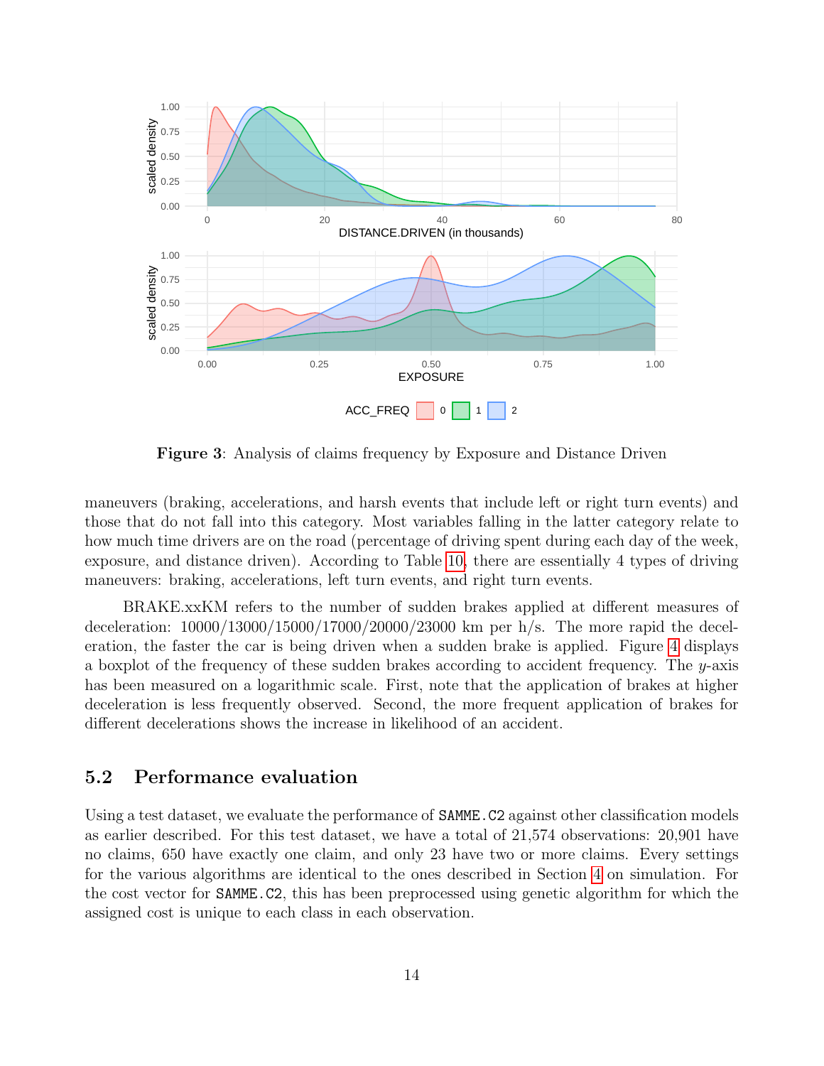**Figure 3**: Analysis of claims frequency by Exposure and Distance Driven

maneuvers (braking, accelerations, and harsh events that include left or right turn events) and those that do not fall into this category. Most variables falling in the latter category relate to how much time drivers are on the road (percentage of driving spent during each day of the week, exposure, and distance driven). According to Table 10, there are essentially 4 types of driving maneuvers: braking, accelerations, left turn events, and right turn events.

BRAKE.xxKM refers to the number of sudden brakes applied at different measures of deceleration: 10000/13000/15000/17000/20000/23000 km per h/s. The more rapid the deceleration, the faster the car is being driven when a sudden brake is applied. Figure 4 displays a boxplot of the frequency of these sudden brakes according to accident frequency. The $y$-axis has been measured on a logarithmic scale. First, note that the application of brakes at higher deceleration is less frequently observed. Second, the more frequent application of brakes for different decelerations shows the increase in likelihood of an accident.

## 5.2 Performance evaluation

Using a test dataset, we evaluate the performance of `SAMME.C2` against other classification models as earlier described. For this test dataset, we have a total of 21,574 observations: 20,901 have no claims, 650 have exactly one claim, and only 23 have two or more claims. Every settings for the various algorithms are identical to the ones described in Section 4 on simulation. For the cost vector for `SAMME.C2`, this has been preprocessed using genetic algorithm for which the assigned cost is unique to each class in each observation.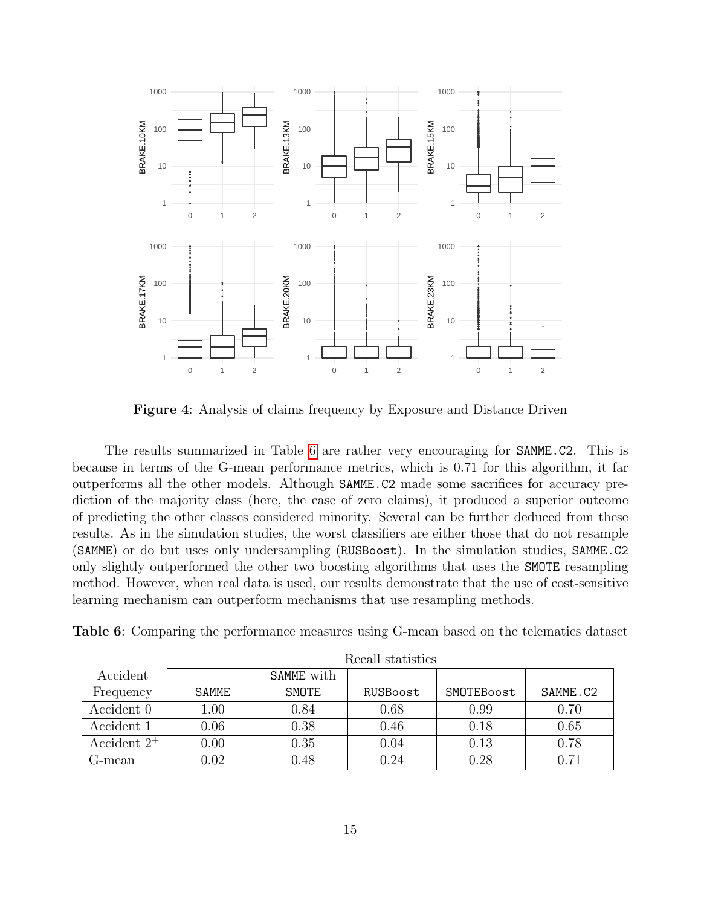**Figure 4**: Analysis of claims frequency by Exposure and Distance Driven

The results summarized in Table 6 are rather very encouraging for `SAMME.C2`. This is because in terms of the G-mean performance metrics, which is 0.71 for this algorithm, it far outperforms all the other models. Although `SAMME.C2` made some sacrifices for accuracy prediction of the majority class (here, the case of zero claims), it produced a superior outcome of predicting the other classes considered minority. Several can be further deduced from these results. As in the simulation studies, the worst classifiers are either those that do not resample (`SAMME`) or do but uses only undersampling (`RUSBoost`). In the simulation studies, `SAMME.C2` only slightly outperformed the other two boosting algorithms that uses the `SMOTE` resampling method. However, when real data is used, our results demonstrate that the use of cost-sensitive learning mechanism can outperform mechanisms that use resampling methods.

**Table 6**: Comparing the performance measures using G-mean based on the telematics dataset

| | Recall statistics | | | | |
|---|---|---|---|---|---|
| Accident Frequency | `SAMME` | `SAMME` with `SMOTE` | `RUSBoost` | `SMOTEBoost` | `SAMME.C2` |
| Accident 0 | 1.00 | 0.84 | 0.68 | 0.99 | 0.70 |
| Accident 1 | 0.06 | 0.38 | 0.46 | 0.18 | 0.65 |
| Accident $2^+$ | 0.00 | 0.35 | 0.04 | 0.13 | 0.78 |
| G-mean | 0.02 | 0.48 | 0.24 | 0.28 | 0.71 |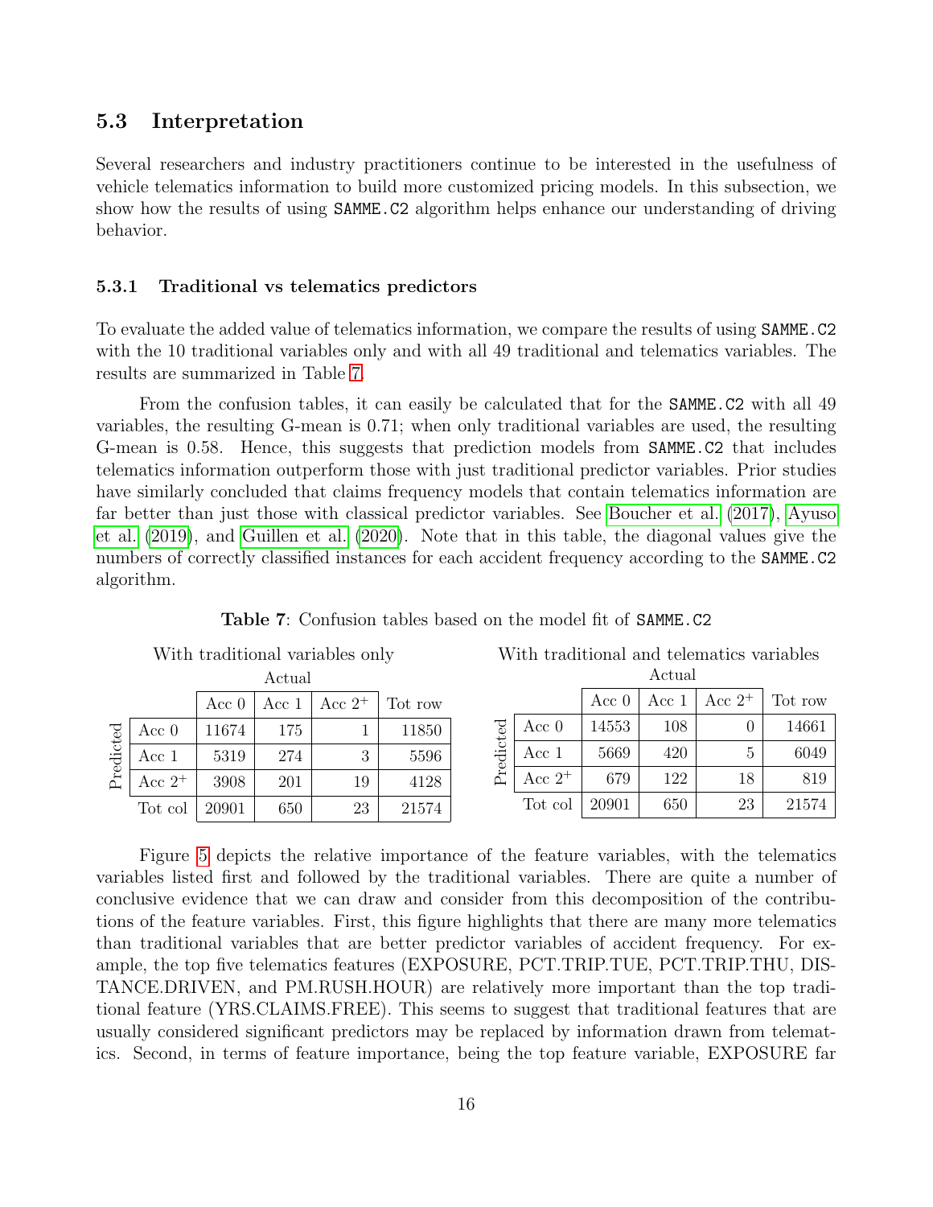### 5.3 Interpretation

Several researchers and industry practitioners continue to be interested in the usefulness of vehicle telematics information to build more customized pricing models. In this subsection, we show how the results of using `SAMME.C2` algorithm helps enhance our understanding of driving behavior.

#### 5.3.1 Traditional vs telematics predictors

To evaluate the added value of telematics information, we compare the results of using `SAMME.C2` with the 10 traditional variables only and with all 49 traditional and telematics variables. The results are summarized in Table 7.

From the confusion tables, it can easily be calculated that for the `SAMME.C2` with all 49 variables, the resulting G-mean is 0.71; when only traditional variables are used, the resulting G-mean is 0.58. Hence, this suggests that prediction models from `SAMME.C2` that includes telematics information outperform those with just traditional predictor variables. Prior studies have similarly concluded that claims frequency models that contain telematics information are far better than just those with classical predictor variables. See Boucher et al. (2017), Ayuso et al. (2019), and Guillen et al. (2020). Note that in this table, the diagonal values give the numbers of correctly classified instances for each accident frequency according to the `SAMME.C2` algorithm.

**Table 7**: Confusion tables based on the model fit of `SAMME.C2`

With traditional variables only

| | | Actual | | | |
|---|---|---|---|---|---|
| | | Acc 0 | Acc 1 | Acc $2^+$ | Tot row |
| Predicted | Acc 0 | 11674 | 175 | 1 | 11850 |
| | Acc 1 | 5319 | 274 | 3 | 5596 |
| | Acc $2^+$ | 3908 | 201 | 19 | 4128 |
| | Tot col | 20901 | 650 | 23 | 21574 |

With traditional and telematics variables

| | | Actual | | | |
|---|---|---|---|---|---|
| | | Acc 0 | Acc 1 | Acc $2^+$ | Tot row |
| Predicted | Acc 0 | 14553 | 108 | 0 | 14661 |
| | Acc 1 | 5669 | 420 | 5 | 6049 |
| | Acc $2^+$ | 679 | 122 | 18 | 819 |
| | Tot col | 20901 | 650 | 23 | 21574 |

Figure 5 depicts the relative importance of the feature variables, with the telematics variables listed first and followed by the traditional variables. There are quite a number of conclusive evidence that we can draw and consider from this decomposition of the contributions of the feature variables. First, this figure highlights that there are many more telematics than traditional variables that are better predictor variables of accident frequency. For example, the top five telematics features (EXPOSURE, PCT.TRIP.TUE, PCT.TRIP.THU, DISTANCE.DRIVEN, and PM.RUSH.HOUR) are relatively more important than the top traditional feature (YRS.CLAIMS.FREE). This seems to suggest that traditional features that are usually considered significant predictors may be replaced by information drawn from telematics. Second, in terms of feature importance, being the top feature variable, EXPOSURE far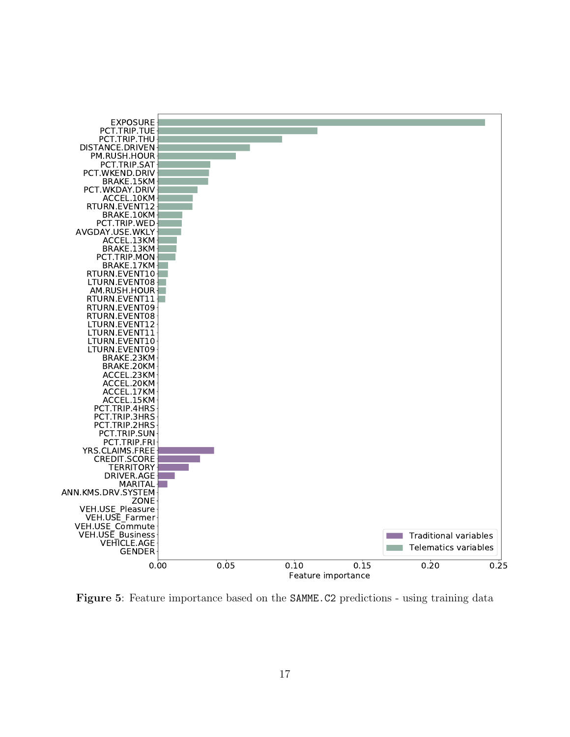**Figure 5**: Feature importance based on the `SAMME.C2` predictions - using training data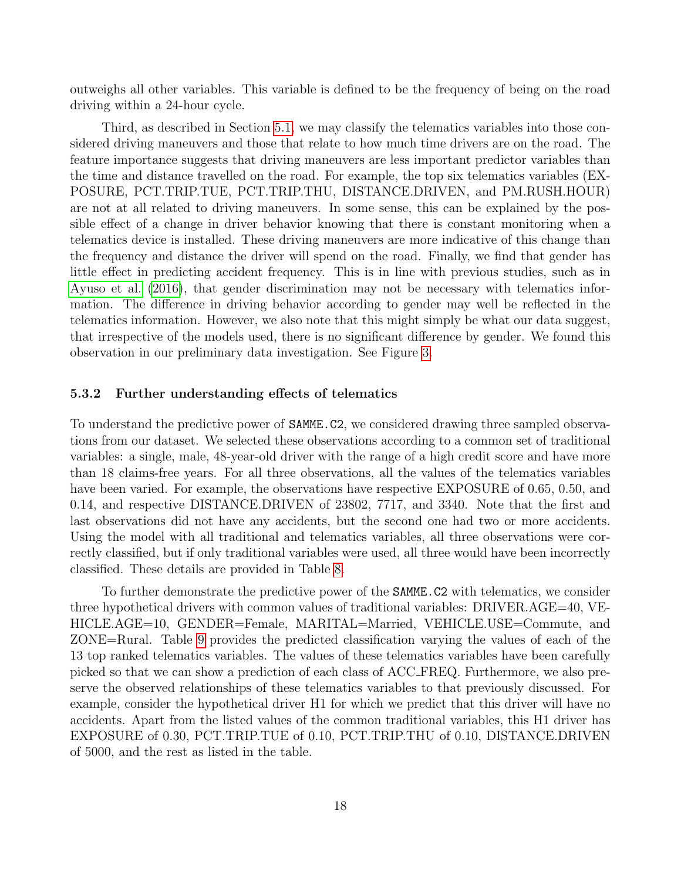outweighs all other variables. This variable is defined to be the frequency of being on the road driving within a 24-hour cycle.

Third, as described in Section 5.1, we may classify the telematics variables into those considered driving maneuvers and those that relate to how much time drivers are on the road. The feature importance suggests that driving maneuvers are less important predictor variables than the time and distance travelled on the road. For example, the top six telematics variables (EXPOSURE, PCT.TRIP.TUE, PCT.TRIP.THU, DISTANCE.DRIVEN, and PM.RUSH.HOUR) are not at all related to driving maneuvers. In some sense, this can be explained by the possible effect of a change in driver behavior knowing that there is constant monitoring when a telematics device is installed. These driving maneuvers are more indicative of this change than the frequency and distance the driver will spend on the road. Finally, we find that gender has little effect in predicting accident frequency. This is in line with previous studies, such as in Ayuso et al. (2016), that gender discrimination may not be necessary with telematics information. The difference in driving behavior according to gender may well be reflected in the telematics information. However, we also note that this might simply be what our data suggest, that irrespective of the models used, there is no significant difference by gender. We found this observation in our preliminary data investigation. See Figure 3.

### 5.3.2 Further understanding effects of telematics

To understand the predictive power of `SAMME.C2`, we considered drawing three sampled observations from our dataset. We selected these observations according to a common set of traditional variables: a single, male, 48-year-old driver with the range of a high credit score and have more than 18 claims-free years. For all three observations, all the values of the telematics variables have been varied. For example, the observations have respective EXPOSURE of 0.65, 0.50, and 0.14, and respective DISTANCE.DRIVEN of 23802, 7717, and 3340. Note that the first and last observations did not have any accidents, but the second one had two or more accidents. Using the model with all traditional and telematics variables, all three observations were correctly classified, but if only traditional variables were used, all three would have been incorrectly classified. These details are provided in Table 8.

To further demonstrate the predictive power of the `SAMME.C2` with telematics, we consider three hypothetical drivers with common values of traditional variables: DRIVER.AGE=40, VEHICLE.AGE=10, GENDER=Female, MARITAL=Married, VEHICLE.USE=Commute, and ZONE=Rural. Table 9 provides the predicted classification varying the values of each of the 13 top ranked telematics variables. The values of these telematics variables have been carefully picked so that we can show a prediction of each class of ACC_FREQ. Furthermore, we also preserve the observed relationships of these telematics variables to that previously discussed. For example, consider the hypothetical driver H1 for which we predict that this driver will have no accidents. Apart from the listed values of the common traditional variables, this H1 driver has EXPOSURE of 0.30, PCT.TRIP.TUE of 0.10, PCT.TRIP.THU of 0.10, DISTANCE.DRIVEN of 5000, and the rest as listed in the table.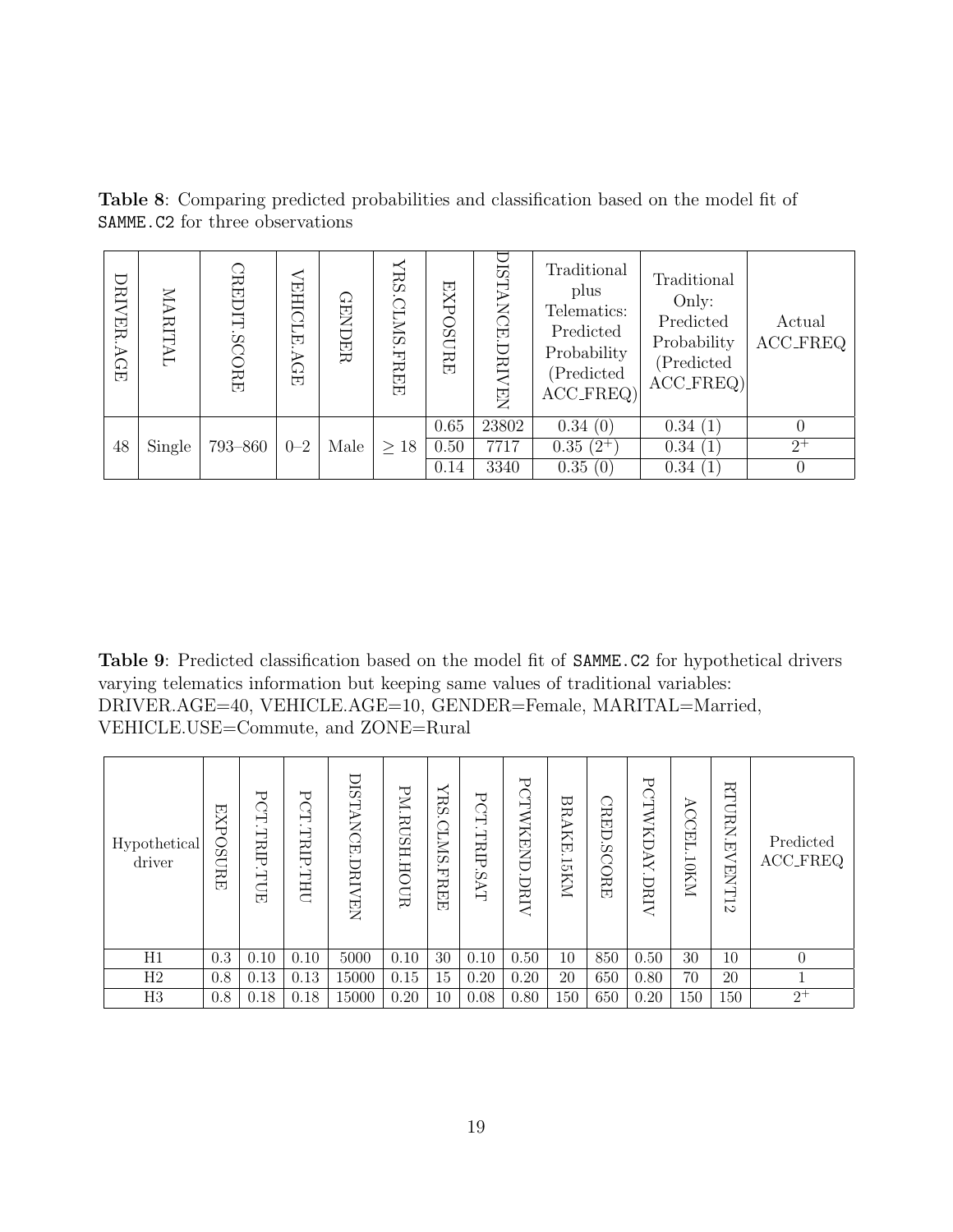**Table 8**: Comparing predicted probabilities and classification based on the model fit of `SAMME.C2` for three observations

| DRIVER.AGE | MARITAL | CREDIT.SCORE | VEHICLE.AGE | GENDER | YRS.CLMS.FREE | EXPOSURE | DISTANCE.DRIVEN | Traditional plus Telematics: Predicted Probability (Predicted ACC_FREQ) | Traditional Only: Predicted Probability (Predicted ACC_FREQ) | Actual ACC_FREQ |
|---|---|---|---|---|---|---|---|---|---|---|
| 48 | Single | 793–860 | 0–2 | Male | $\geq 18$ | 0.65 | 23802 | 0.34 (0) | 0.34 (1) | 0 |
| | | | | | | 0.50 | 7717 | 0.35 ($2^{+}$) | 0.34 (1) | $2^{+}$ |
| | | | | | | 0.14 | 3340 | 0.35 (0) | 0.34 (1) | 0 |

**Table 9**: Predicted classification based on the model fit of `SAMME.C2` for hypothetical drivers varying telematics information but keeping same values of traditional variables: DRIVER.AGE=40, VEHICLE.AGE=10, GENDER=Female, MARITAL=Married, VEHICLE.USE=Commute, and ZONE=Rural

| Hypothetical driver | EXPOSURE | PCT.TRIP.TUE | PCT.TRIP.THU | DISTANCE.DRIVEN | PM.RUSH.HOUR | YRS.CLMS.FREE | PCT.TRIP.SAT | PCTWKEND.DRIV | BRAKE.15KM | CRED.SCORE | PCTWKDAY.DRIV | ACCEL.10KM | RTURN.EVENT12 | Predicted ACC_FREQ |
|---|---|---|---|---|---|---|---|---|---|---|---|---|---|---|
| H1 | 0.3 | 0.10 | 0.10 | 5000 | 0.10 | 30 | 0.10 | 0.50 | 10 | 850 | 0.50 | 30 | 10 | 0 |
| H2 | 0.8 | 0.13 | 0.13 | 15000 | 0.15 | 15 | 0.20 | 0.20 | 20 | 650 | 0.80 | 70 | 20 | 1 |
| H3 | 0.8 | 0.18 | 0.18 | 15000 | 0.20 | 10 | 0.08 | 0.80 | 150 | 650 | 0.20 | 150 | 150 | $2^{+}$ |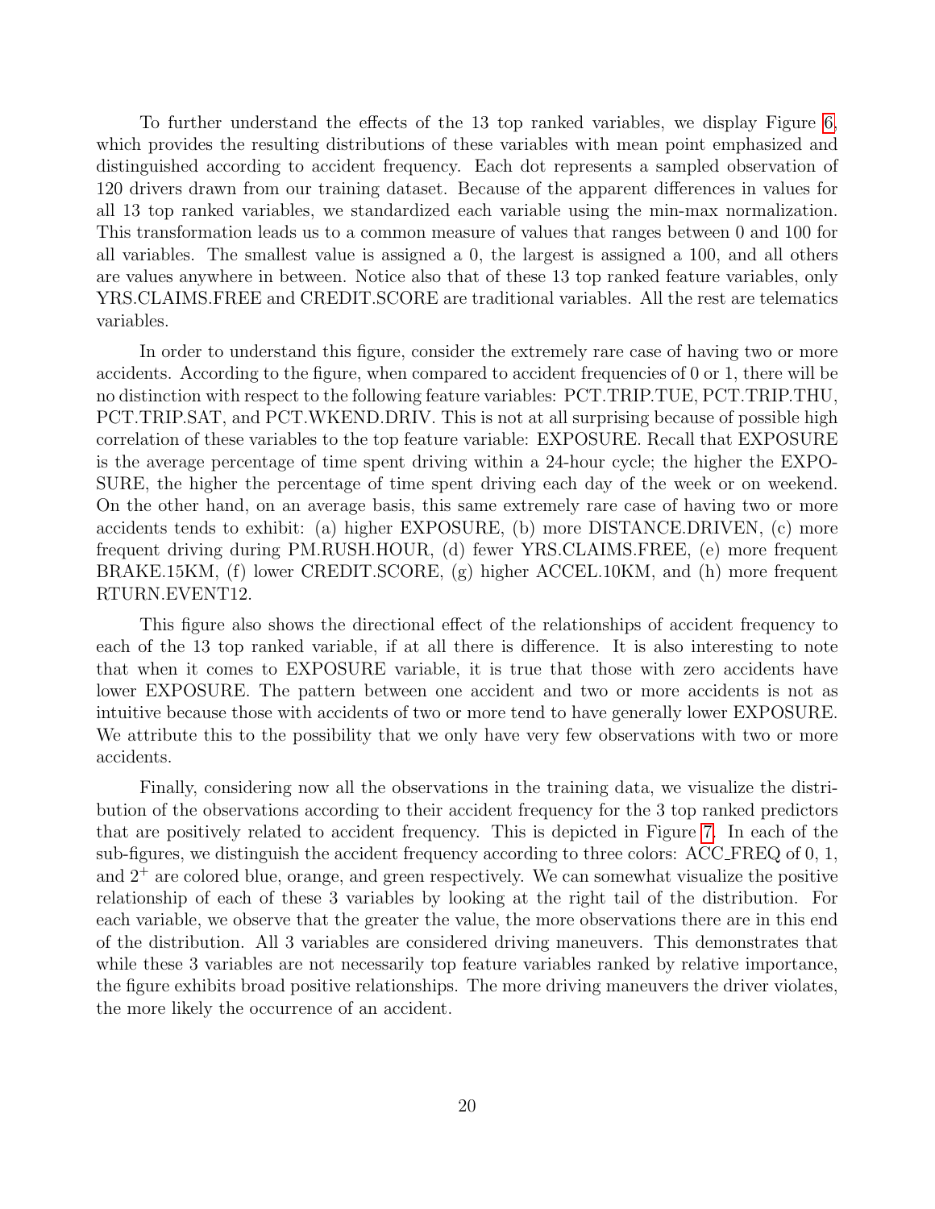To further understand the effects of the 13 top ranked variables, we display Figure 6, which provides the resulting distributions of these variables with mean point emphasized and distinguished according to accident frequency. Each dot represents a sampled observation of 120 drivers drawn from our training dataset. Because of the apparent differences in values for all 13 top ranked variables, we standardized each variable using the min-max normalization. This transformation leads us to a common measure of values that ranges between 0 and 100 for all variables. The smallest value is assigned a 0, the largest is assigned a 100, and all others are values anywhere in between. Notice also that of these 13 top ranked feature variables, only YRS.CLAIMS.FREE and CREDIT.SCORE are traditional variables. All the rest are telematics variables.

In order to understand this figure, consider the extremely rare case of having two or more accidents. According to the figure, when compared to accident frequencies of 0 or 1, there will be no distinction with respect to the following feature variables: PCT.TRIP.TUE, PCT.TRIP.THU, PCT.TRIP.SAT, and PCT.WKEND.DRIV. This is not at all surprising because of possible high correlation of these variables to the top feature variable: EXPOSURE. Recall that EXPOSURE is the average percentage of time spent driving within a 24-hour cycle; the higher the EXPOSURE, the higher the percentage of time spent driving each day of the week or on weekend. On the other hand, on an average basis, this same extremely rare case of having two or more accidents tends to exhibit: (a) higher EXPOSURE, (b) more DISTANCE.DRIVEN, (c) more frequent driving during PM.RUSH.HOUR, (d) fewer YRS.CLAIMS.FREE, (e) more frequent BRAKE.15KM, (f) lower CREDIT.SCORE, (g) higher ACCEL.10KM, and (h) more frequent RTURN.EVENT12.

This figure also shows the directional effect of the relationships of accident frequency to each of the 13 top ranked variable, if at all there is difference. It is also interesting to note that when it comes to EXPOSURE variable, it is true that those with zero accidents have lower EXPOSURE. The pattern between one accident and two or more accidents is not as intuitive because those with accidents of two or more tend to have generally lower EXPOSURE. We attribute this to the possibility that we only have very few observations with two or more accidents.

Finally, considering now all the observations in the training data, we visualize the distribution of the observations according to their accident frequency for the 3 top ranked predictors that are positively related to accident frequency. This is depicted in Figure 7. In each of the sub-figures, we distinguish the accident frequency according to three colors: ACC_FREQ of 0, 1, and $2^+$ are colored blue, orange, and green respectively. We can somewhat visualize the positive relationship of each of these 3 variables by looking at the right tail of the distribution. For each variable, we observe that the greater the value, the more observations there are in this end of the distribution. All 3 variables are considered driving maneuvers. This demonstrates that while these 3 variables are not necessarily top feature variables ranked by relative importance, the figure exhibits broad positive relationships. The more driving maneuvers the driver violates, the more likely the occurrence of an accident.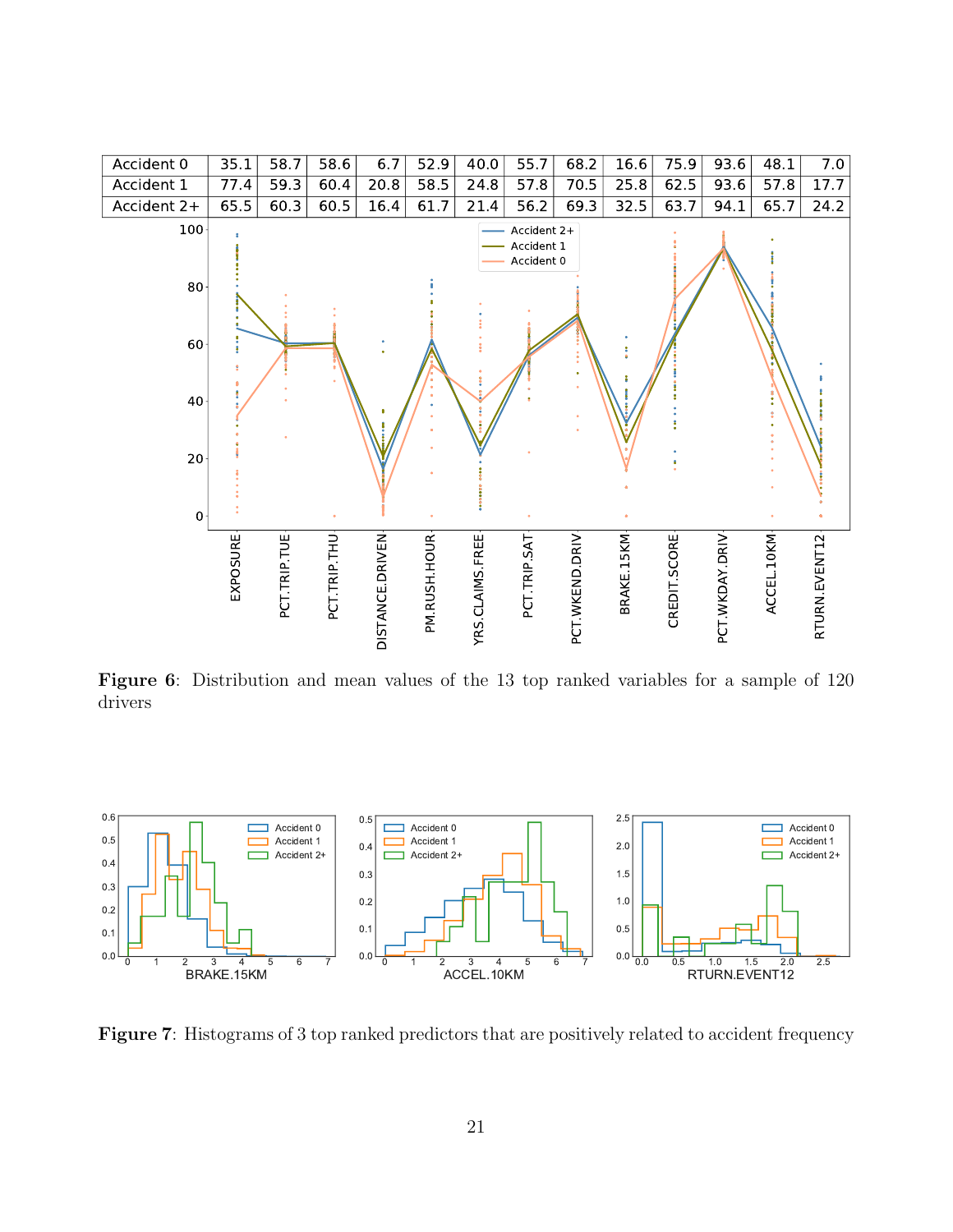| | EXPOSURE | PCT.TRIP.TUE | PCT.TRIP.THU | DISTANCE.DRIVEN | PM.RUSH.HOUR | YRS.CLAIMS.FREE | PCT.TRIP.SAT | PCT.WKEND.DRIV | BRAKE.15KM | CREDIT.SCORE | PCT.WKDAY.DRIV | ACCEL.10KM | RTURN.EVENT12 |
|---|---|---|---|---|---|---|---|---|---|---|---|---|---|
| Accident 0 | 35.1 | 58.7 | 58.6 | 6.7 | 52.9 | 40.0 | 55.7 | 68.2 | 16.6 | 75.9 | 93.6 | 48.1 | 7.0 |
| Accident 1 | 77.4 | 59.3 | 60.4 | 20.8 | 58.5 | 24.8 | 57.8 | 70.5 | 25.8 | 62.5 | 93.6 | 57.8 | 17.7 |
| Accident 2+ | 65.5 | 60.3 | 60.5 | 16.4 | 61.7 | 21.4 | 56.2 | 69.3 | 32.5 | 63.7 | 94.1 | 65.7 | 24.2 |

**Figure 6**: Distribution and mean values of the 13 top ranked variables for a sample of 120 drivers

**Figure 7**: Histograms of 3 top ranked predictors that are positively related to accident frequency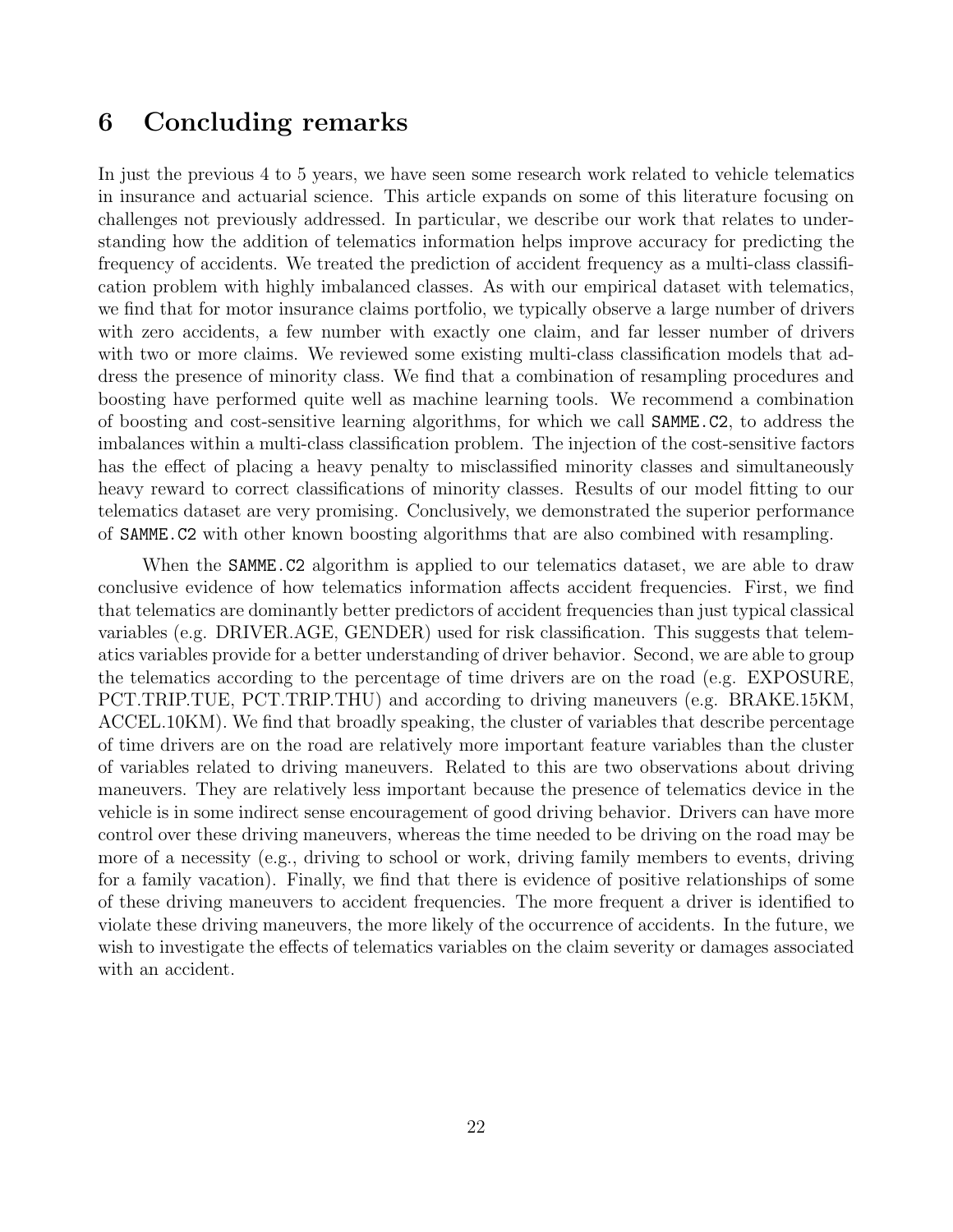## 6 Concluding remarks

In just the previous 4 to 5 years, we have seen some research work related to vehicle telematics in insurance and actuarial science. This article expands on some of this literature focusing on challenges not previously addressed. In particular, we describe our work that relates to understanding how the addition of telematics information helps improve accuracy for predicting the frequency of accidents. We treated the prediction of accident frequency as a multi-class classification problem with highly imbalanced classes. As with our empirical dataset with telematics, we find that for motor insurance claims portfolio, we typically observe a large number of drivers with zero accidents, a few number with exactly one claim, and far lesser number of drivers with two or more claims. We reviewed some existing multi-class classification models that address the presence of minority class. We find that a combination of resampling procedures and boosting have performed quite well as machine learning tools. We recommend a combination of boosting and cost-sensitive learning algorithms, for which we call `SAMME.C2`, to address the imbalances within a multi-class classification problem. The injection of the cost-sensitive factors has the effect of placing a heavy penalty to misclassified minority classes and simultaneously heavy reward to correct classifications of minority classes. Results of our model fitting to our telematics dataset are very promising. Conclusively, we demonstrated the superior performance of `SAMME.C2` with other known boosting algorithms that are also combined with resampling.

When the `SAMME.C2` algorithm is applied to our telematics dataset, we are able to draw conclusive evidence of how telematics information affects accident frequencies. First, we find that telematics are dominantly better predictors of accident frequencies than just typical classical variables (e.g. DRIVER.AGE, GENDER) used for risk classification. This suggests that telematics variables provide for a better understanding of driver behavior. Second, we are able to group the telematics according to the percentage of time drivers are on the road (e.g. EXPOSURE, PCT.TRIP.TUE, PCT.TRIP.THU) and according to driving maneuvers (e.g. BRAKE.15KM, ACCEL.10KM). We find that broadly speaking, the cluster of variables that describe percentage of time drivers are on the road are relatively more important feature variables than the cluster of variables related to driving maneuvers. Related to this are two observations about driving maneuvers. They are relatively less important because the presence of telematics device in the vehicle is in some indirect sense encouragement of good driving behavior. Drivers can have more control over these driving maneuvers, whereas the time needed to be driving on the road may be more of a necessity (e.g., driving to school or work, driving family members to events, driving for a family vacation). Finally, we find that there is evidence of positive relationships of some of these driving maneuvers to accident frequencies. The more frequent a driver is identified to violate these driving maneuvers, the more likely of the occurrence of accidents. In the future, we wish to investigate the effects of telematics variables on the claim severity or damages associated with an accident.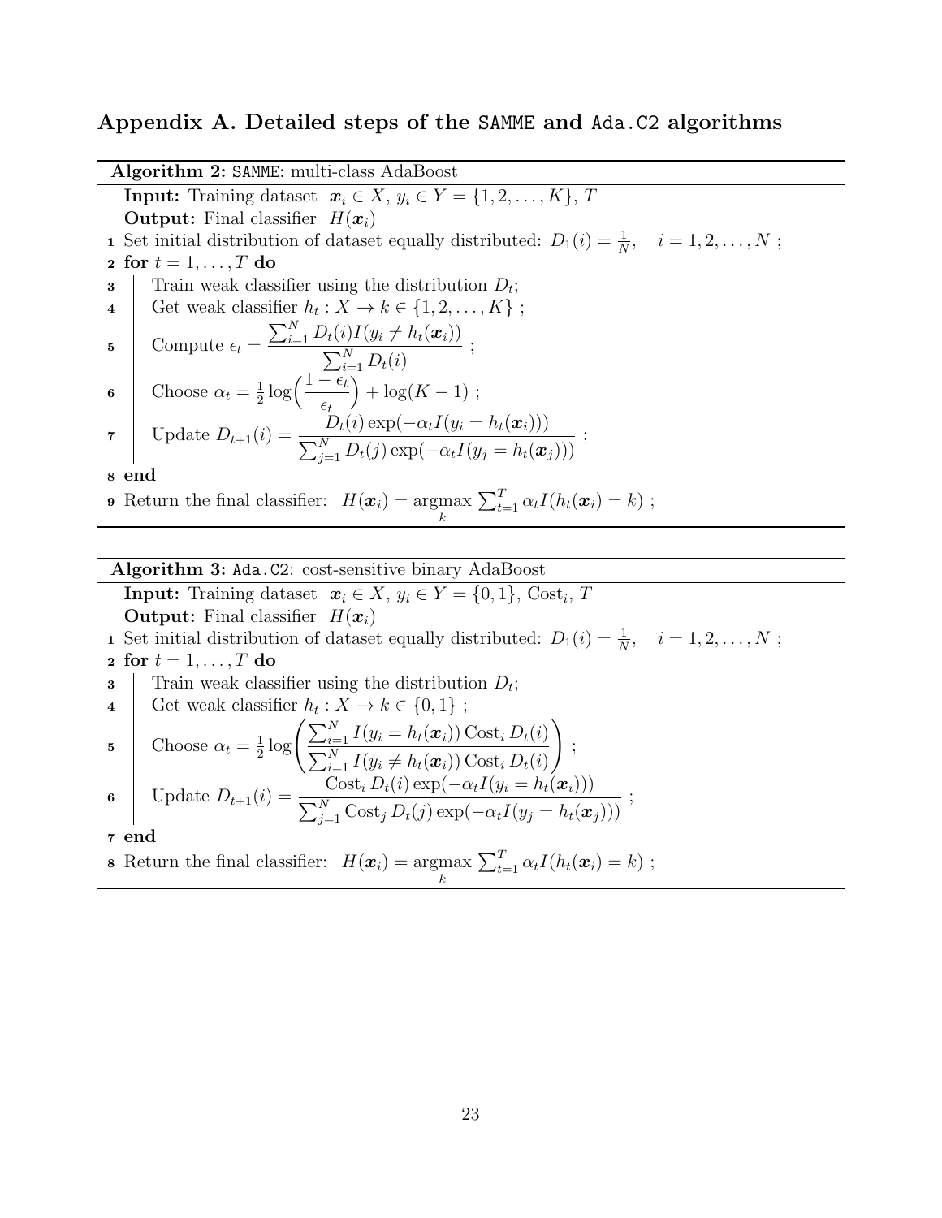## Appendix A. Detailed steps of the SAMME and Ada.C2 algorithms

**Algorithm 2:** SAMME: multi-class AdaBoost

**Input:** Training dataset $\boldsymbol{x}_i \in X$, $y_i \in Y = \{1, 2, \ldots, K\}$, $T$

**Output:** Final classifier $H(\boldsymbol{x}_i)$

1. Set initial distribution of dataset equally distributed: $D_1(i) = \frac{1}{N}, \quad i = 1, 2, \ldots, N$ ;
2. **for** $t = 1, \ldots, T$ **do**
3. Train weak classifier using the distribution $D_t$;
4. Get weak classifier $h_t : X \to k \in \{1, 2, \ldots, K\}$ ;
5. Compute $\epsilon_t = \dfrac{\sum_{i=1}^{N} D_t(i) I(y_i \neq h_t(\boldsymbol{x}_i))}{\sum_{i=1}^{N} D_t(i)}$ ;
6. Choose $\alpha_t = \frac{1}{2} \log\Big(\dfrac{1-\epsilon_t}{\epsilon_t}\Big) + \log(K-1)$ ;
7. Update $D_{t+1}(i) = \dfrac{D_t(i) \exp(-\alpha_t I(y_i = h_t(\boldsymbol{x}_i)))}{\sum_{j=1}^{N} D_t(j) \exp(-\alpha_t I(y_j = h_t(\boldsymbol{x}_j)))}$ ;
8. **end**
9. Return the final classifier: $H(\boldsymbol{x}_i) = \underset{k}{\operatorname{argmax}} \sum_{t=1}^{T} \alpha_t I(h_t(\boldsymbol{x}_i) = k)$ ;

**Algorithm 3:** Ada.C2: cost-sensitive binary AdaBoost

**Input:** Training dataset $\boldsymbol{x}_i \in X$, $y_i \in Y = \{0, 1\}$, $\text{Cost}_i$, $T$

**Output:** Final classifier $H(\boldsymbol{x}_i)$

1. Set initial distribution of dataset equally distributed: $D_1(i) = \frac{1}{N}, \quad i = 1, 2, \ldots, N$ ;
2. **for** $t = 1, \ldots, T$ **do**
3. Train weak classifier using the distribution $D_t$;
4. Get weak classifier $h_t : X \to k \in \{0, 1\}$ ;
5. Choose $\alpha_t = \frac{1}{2} \log\left(\dfrac{\sum_{i=1}^{N} I(y_i = h_t(\boldsymbol{x}_i)) \,\text{Cost}_i\, D_t(i)}{\sum_{i=1}^{N} I(y_i \neq h_t(\boldsymbol{x}_i)) \,\text{Cost}_i\, D_t(i)}\right)$ ;
6. Update $D_{t+1}(i) = \dfrac{\text{Cost}_i\, D_t(i) \exp(-\alpha_t I(y_i = h_t(\boldsymbol{x}_i)))}{\sum_{j=1}^{N} \text{Cost}_j\, D_t(j) \exp(-\alpha_t I(y_j = h_t(\boldsymbol{x}_j)))}$ ;
7. **end**
8. Return the final classifier: $H(\boldsymbol{x}_i) = \underset{k}{\operatorname{argmax}} \sum_{t=1}^{T} \alpha_t I(h_t(\boldsymbol{x}_i) = k)$ ;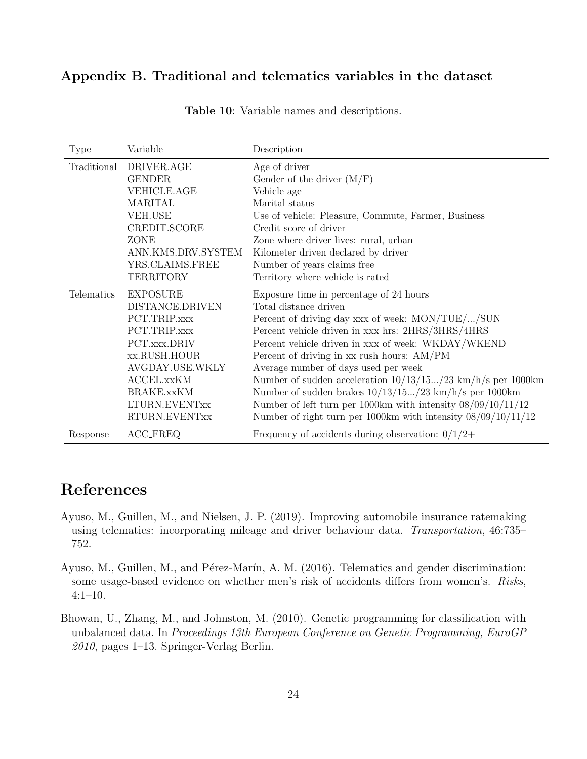## Appendix B. Traditional and telematics variables in the dataset

**Table 10**: Variable names and descriptions.

| Type | Variable | Description |
|---|---|---|
| Traditional | DRIVER.AGE | Age of driver |
| | GENDER | Gender of the driver (M/F) |
| | VEHICLE.AGE | Vehicle age |
| | MARITAL | Marital status |
| | VEH.USE | Use of vehicle: Pleasure, Commute, Farmer, Business |
| | CREDIT.SCORE | Credit score of driver |
| | ZONE | Zone where driver lives: rural, urban |
| | ANN.KMS.DRV.SYSTEM | Kilometer driven declared by driver |
| | YRS.CLAIMS.FREE | Number of years claims free |
| | TERRITORY | Territory where vehicle is rated |
| Telematics | EXPOSURE | Exposure time in percentage of 24 hours |
| | DISTANCE.DRIVEN | Total distance driven |
| | PCT.TRIP.xxx | Percent of driving day xxx of week: MON/TUE/.../SUN |
| | PCT.TRIP.xxx | Percent vehicle driven in xxx hrs: 2HRS/3HRS/4HRS |
| | PCT.xxx.DRIV | Percent vehicle driven in xxx of week: WKDAY/WKEND |
| | xx.RUSH.HOUR | Percent of driving in xx rush hours: AM/PM |
| | AVGDAY.USE.WKLY | Average number of days used per week |
| | ACCEL.xxKM | Number of sudden acceleration 10/13/15.../23 km/h/s per 1000km |
| | BRAKE.xxKM | Number of sudden brakes 10/13/15.../23 km/h/s per 1000km |
| | LTURN.EVENTxx | Number of left turn per 1000km with intensity 08/09/10/11/12 |
| | RTURN.EVENTxx | Number of right turn per 1000km with intensity 08/09/10/11/12 |
| Response | ACC_FREQ | Frequency of accidents during observation: 0/1/2+ |

# References

Ayuso, M., Guillen, M., and Nielsen, J. P. (2019). Improving automobile insurance ratemaking using telematics: incorporating mileage and driver behaviour data. *Transportation*, 46:735–752.

Ayuso, M., Guillen, M., and Pérez-Marín, A. M. (2016). Telematics and gender discrimination: some usage-based evidence on whether men's risk of accidents differs from women's. *Risks*, 4:1–10.

Bhowan, U., Zhang, M., and Johnston, M. (2010). Genetic programming for classification with unbalanced data. In *Proceedings 13th European Conference on Genetic Programming, EuroGP 2010*, pages 1–13. Springer-Verlag Berlin.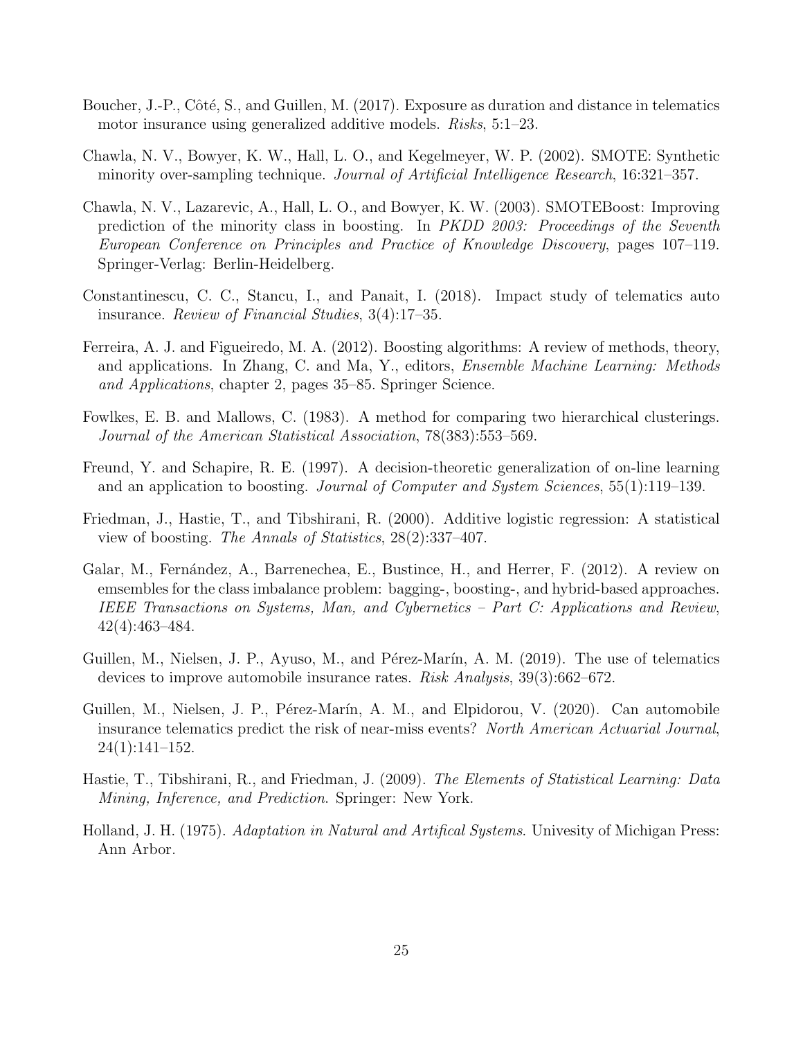Boucher, J.-P., Côté, S., and Guillen, M. (2017). Exposure as duration and distance in telematics motor insurance using generalized additive models. *Risks*, 5:1–23.

Chawla, N. V., Bowyer, K. W., Hall, L. O., and Kegelmeyer, W. P. (2002). SMOTE: Synthetic minority over-sampling technique. *Journal of Artificial Intelligence Research*, 16:321–357.

Chawla, N. V., Lazarevic, A., Hall, L. O., and Bowyer, K. W. (2003). SMOTEBoost: Improving prediction of the minority class in boosting. In *PKDD 2003: Proceedings of the Seventh European Conference on Principles and Practice of Knowledge Discovery*, pages 107–119. Springer-Verlag: Berlin-Heidelberg.

Constantinescu, C. C., Stancu, I., and Panait, I. (2018). Impact study of telematics auto insurance. *Review of Financial Studies*, 3(4):17–35.

Ferreira, A. J. and Figueiredo, M. A. (2012). Boosting algorithms: A review of methods, theory, and applications. In Zhang, C. and Ma, Y., editors, *Ensemble Machine Learning: Methods and Applications*, chapter 2, pages 35–85. Springer Science.

Fowlkes, E. B. and Mallows, C. (1983). A method for comparing two hierarchical clusterings. *Journal of the American Statistical Association*, 78(383):553–569.

Freund, Y. and Schapire, R. E. (1997). A decision-theoretic generalization of on-line learning and an application to boosting. *Journal of Computer and System Sciences*, 55(1):119–139.

Friedman, J., Hastie, T., and Tibshirani, R. (2000). Additive logistic regression: A statistical view of boosting. *The Annals of Statistics*, 28(2):337–407.

Galar, M., Fernández, A., Barrenechea, E., Bustince, H., and Herrer, F. (2012). A review on emsembles for the class imbalance problem: bagging-, boosting-, and hybrid-based approaches. *IEEE Transactions on Systems, Man, and Cybernetics – Part C: Applications and Review*, 42(4):463–484.

Guillen, M., Nielsen, J. P., Ayuso, M., and Pérez-Marín, A. M. (2019). The use of telematics devices to improve automobile insurance rates. *Risk Analysis*, 39(3):662–672.

Guillen, M., Nielsen, J. P., Pérez-Marín, A. M., and Elpidorou, V. (2020). Can automobile insurance telematics predict the risk of near-miss events? *North American Actuarial Journal*, 24(1):141–152.

Hastie, T., Tibshirani, R., and Friedman, J. (2009). *The Elements of Statistical Learning: Data Mining, Inference, and Prediction*. Springer: New York.

Holland, J. H. (1975). *Adaptation in Natural and Artifical Systems*. Univesity of Michigan Press: Ann Arbor.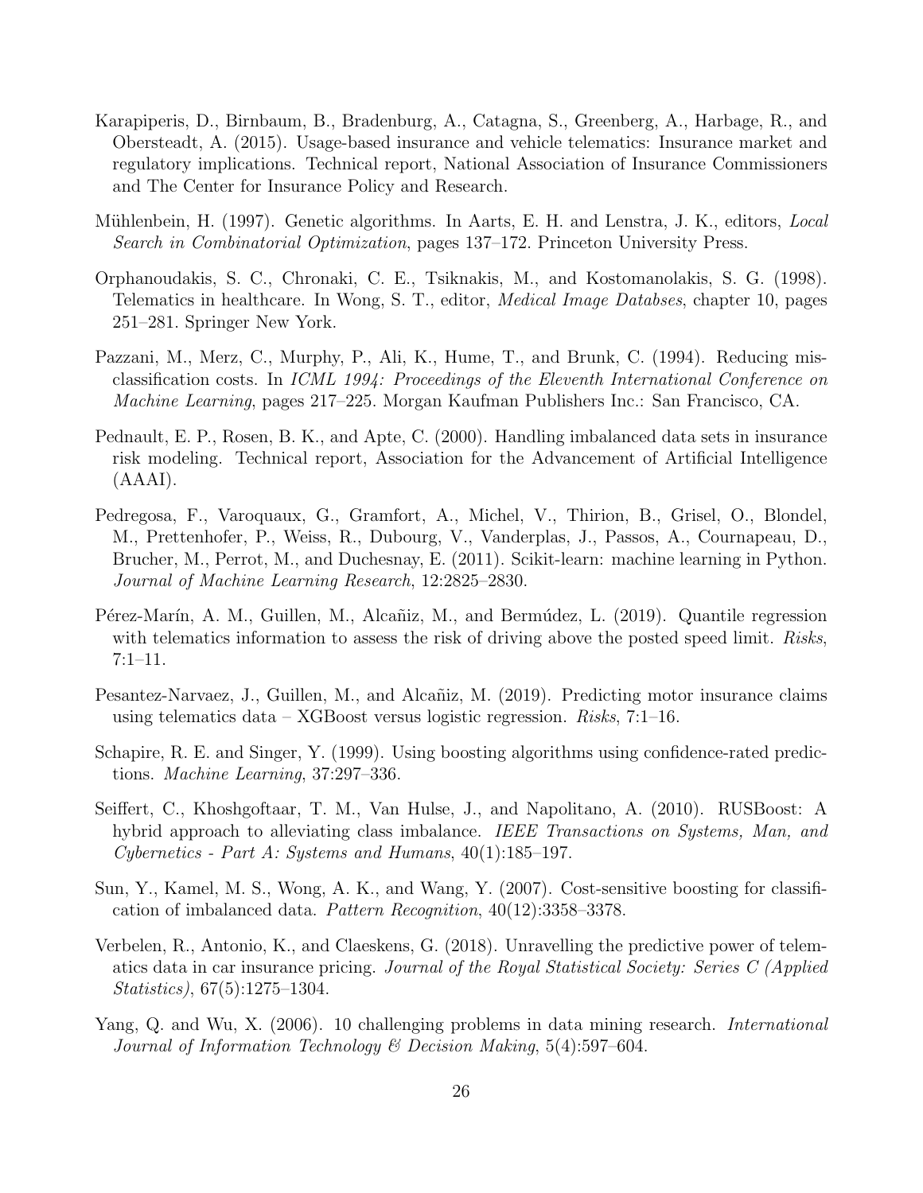Karapiperis, D., Birnbaum, B., Bradenburg, A., Catagna, S., Greenberg, A., Harbage, R., and Obersteadt, A. (2015). Usage-based insurance and vehicle telematics: Insurance market and regulatory implications. Technical report, National Association of Insurance Commissioners and The Center for Insurance Policy and Research.

Mühlenbein, H. (1997). Genetic algorithms. In Aarts, E. H. and Lenstra, J. K., editors, *Local Search in Combinatorial Optimization*, pages 137–172. Princeton University Press.

Orphanoudakis, S. C., Chronaki, C. E., Tsiknakis, M., and Kostomanolakis, S. G. (1998). Telematics in healthcare. In Wong, S. T., editor, *Medical Image Databses*, chapter 10, pages 251–281. Springer New York.

Pazzani, M., Merz, C., Murphy, P., Ali, K., Hume, T., and Brunk, C. (1994). Reducing misclassification costs. In *ICML 1994: Proceedings of the Eleventh International Conference on Machine Learning*, pages 217–225. Morgan Kaufman Publishers Inc.: San Francisco, CA.

Pednault, E. P., Rosen, B. K., and Apte, C. (2000). Handling imbalanced data sets in insurance risk modeling. Technical report, Association for the Advancement of Artificial Intelligence (AAAI).

Pedregosa, F., Varoquaux, G., Gramfort, A., Michel, V., Thirion, B., Grisel, O., Blondel, M., Prettenhofer, P., Weiss, R., Dubourg, V., Vanderplas, J., Passos, A., Cournapeau, D., Brucher, M., Perrot, M., and Duchesnay, E. (2011). Scikit-learn: machine learning in Python. *Journal of Machine Learning Research*, 12:2825–2830.

Pérez-Marín, A. M., Guillen, M., Alcañiz, M., and Bermúdez, L. (2019). Quantile regression with telematics information to assess the risk of driving above the posted speed limit. *Risks*, 7:1–11.

Pesantez-Narvaez, J., Guillen, M., and Alcañiz, M. (2019). Predicting motor insurance claims using telematics data – XGBoost versus logistic regression. *Risks*, 7:1–16.

Schapire, R. E. and Singer, Y. (1999). Using boosting algorithms using confidence-rated predictions. *Machine Learning*, 37:297–336.

Seiffert, C., Khoshgoftaar, T. M., Van Hulse, J., and Napolitano, A. (2010). RUSBoost: A hybrid approach to alleviating class imbalance. *IEEE Transactions on Systems, Man, and Cybernetics - Part A: Systems and Humans*, 40(1):185–197.

Sun, Y., Kamel, M. S., Wong, A. K., and Wang, Y. (2007). Cost-sensitive boosting for classification of imbalanced data. *Pattern Recognition*, 40(12):3358–3378.

Verbelen, R., Antonio, K., and Claeskens, G. (2018). Unravelling the predictive power of telematics data in car insurance pricing. *Journal of the Royal Statistical Society: Series C (Applied Statistics)*, 67(5):1275–1304.

Yang, Q. and Wu, X. (2006). 10 challenging problems in data mining research. *International Journal of Information Technology & Decision Making*, 5(4):597–604.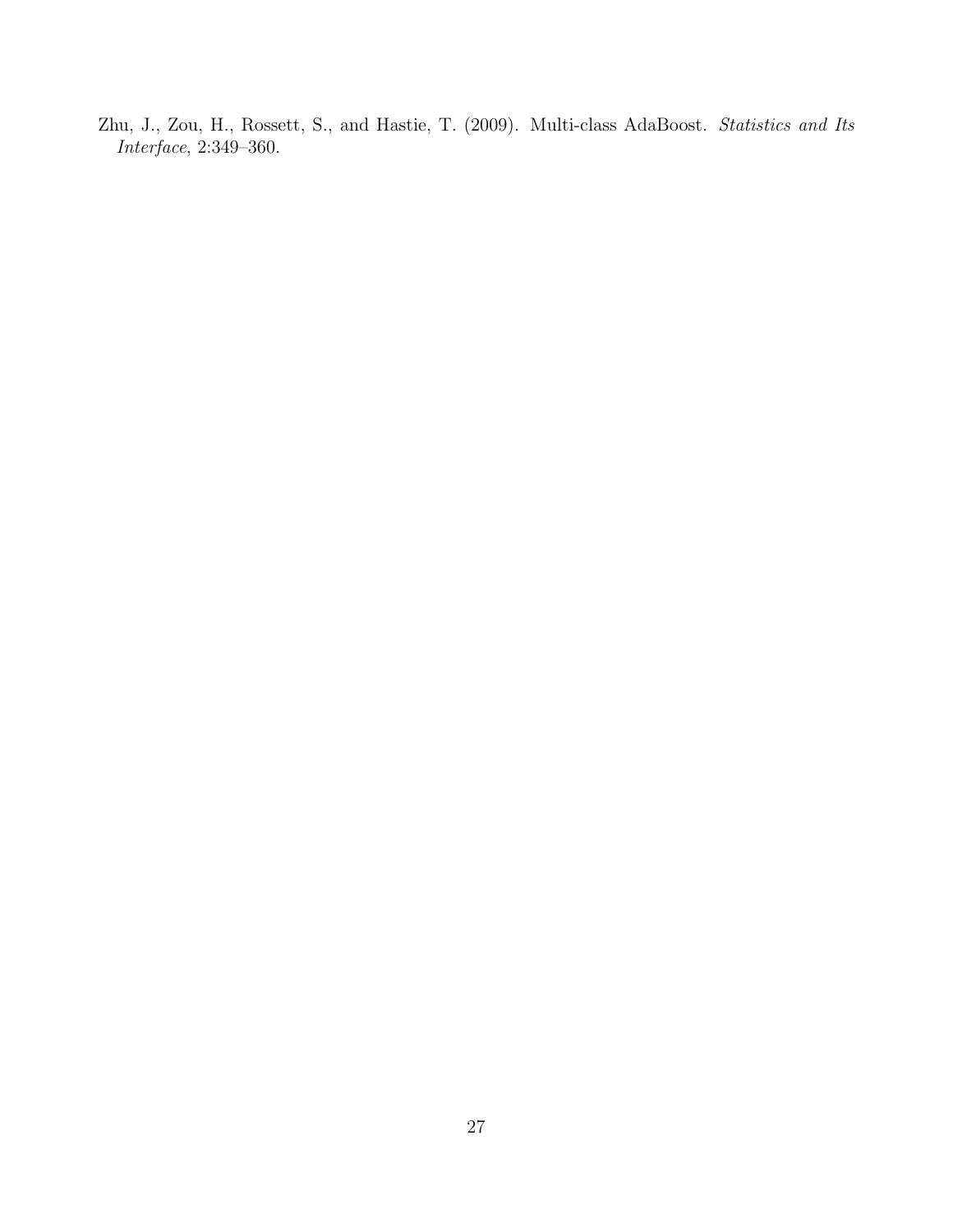Zhu, J., Zou, H., Rossett, S., and Hastie, T. (2009). Multi-class AdaBoost. *Statistics and Its Interface*, 2:349–360.